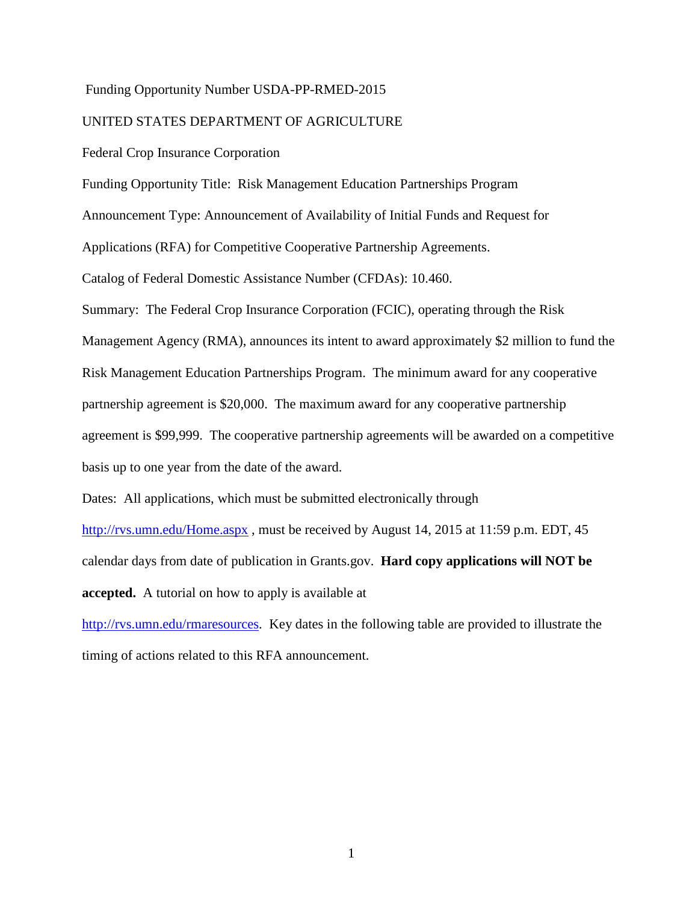Funding Opportunity Number USDA-PP-RMED-2015

UNITED STATES DEPARTMENT OF AGRICULTURE

Federal Crop Insurance Corporation

Funding Opportunity Title: Risk Management Education Partnerships Program

Announcement Type: Announcement of Availability of Initial Funds and Request for Applications (RFA) for Competitive Cooperative Partnership Agreements.

Catalog of Federal Domestic Assistance Number (CFDAs): 10.460.

Summary: The Federal Crop Insurance Corporation (FCIC), operating through the Risk Management Agency (RMA), announces its intent to award approximately $2 million to fund the Risk Management Education Partnerships Program. The minimum award for any cooperative partnership agreement is $20,000. The maximum award for any cooperative partnership agreement is $99,999. The cooperative partnership agreements will be awarded on a competitive basis up to one year from the date of the award.

Dates: All applications, which must be submitted electronically through [http://rvs.umn.edu/Home.aspx](http://rvs.umn.edu/Home.aspx) , must be received by August 14, 2015 at 11:59 p.m. EDT, 45 calendar days from date of publication in Grants.gov. **Hard copy applications will NOT be accepted.** A tutorial on how to apply is available at [http://rvs.umn.edu/rmaresources](http://rvs.umn.edu/rmaresources). Key dates in the following table are provided to illustrate the timing of actions related to this RFA announcement.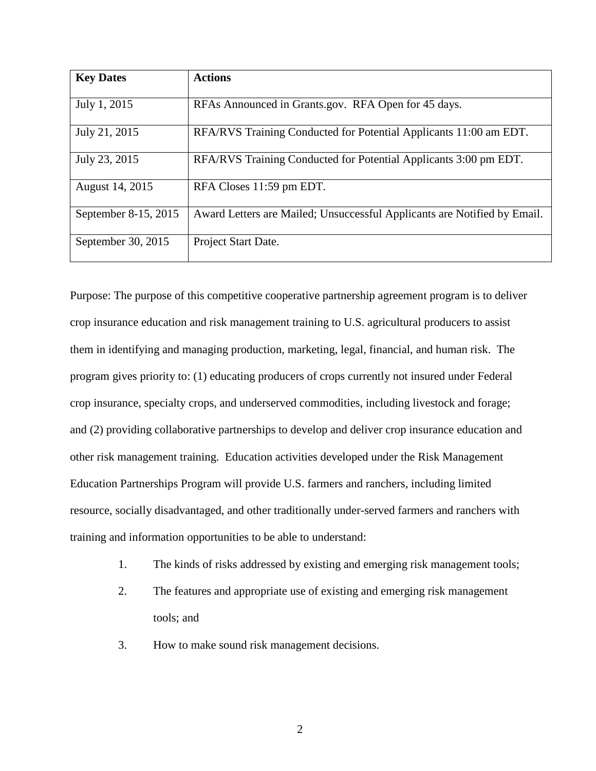| Key Dates | Actions |
|---|---|
| July 1, 2015 | RFAs Announced in Grants.gov. RFA Open for 45 days. |
| July 21, 2015 | RFA/RVS Training Conducted for Potential Applicants 11:00 am EDT. |
| July 23, 2015 | RFA/RVS Training Conducted for Potential Applicants 3:00 pm EDT. |
| August 14, 2015 | RFA Closes 11:59 pm EDT. |
| September 8-15, 2015 | Award Letters are Mailed; Unsuccessful Applicants are Notified by Email. |
| September 30, 2015 | Project Start Date. |

Purpose: The purpose of this competitive cooperative partnership agreement program is to deliver crop insurance education and risk management training to U.S. agricultural producers to assist them in identifying and managing production, marketing, legal, financial, and human risk. The program gives priority to: (1) educating producers of crops currently not insured under Federal crop insurance, specialty crops, and underserved commodities, including livestock and forage; and (2) providing collaborative partnerships to develop and deliver crop insurance education and other risk management training. Education activities developed under the Risk Management Education Partnerships Program will provide U.S. farmers and ranchers, including limited resource, socially disadvantaged, and other traditionally under-served farmers and ranchers with training and information opportunities to be able to understand:

1. The kinds of risks addressed by existing and emerging risk management tools;
2. The features and appropriate use of existing and emerging risk management tools; and
3. How to make sound risk management decisions.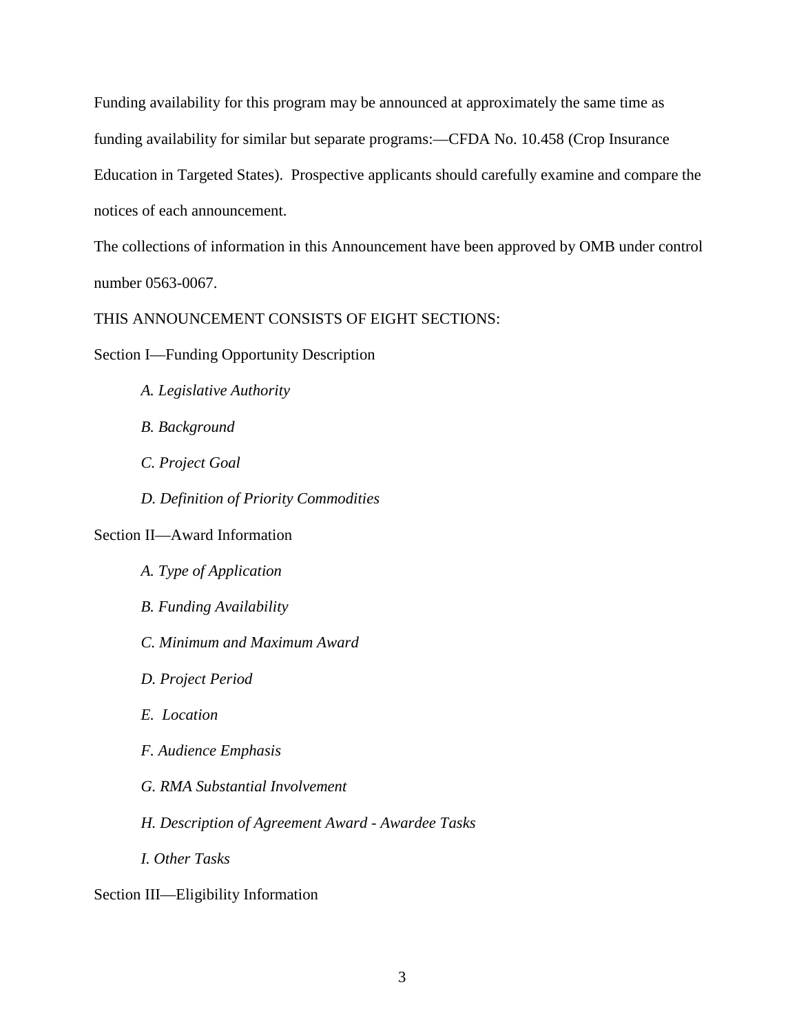Funding availability for this program may be announced at approximately the same time as funding availability for similar but separate programs:—CFDA No. 10.458 (Crop Insurance Education in Targeted States). Prospective applicants should carefully examine and compare the notices of each announcement.

The collections of information in this Announcement have been approved by OMB under control number 0563-0067.

THIS ANNOUNCEMENT CONSISTS OF EIGHT SECTIONS:

Section I—Funding Opportunity Description

- *A. Legislative Authority*
- *B. Background*
- *C. Project Goal*
- *D. Definition of Priority Commodities*

Section II—Award Information

- *A. Type of Application*
- *B. Funding Availability*
- *C. Minimum and Maximum Award*
- *D. Project Period*
- *E. Location*
- *F. Audience Emphasis*
- *G. RMA Substantial Involvement*
- *H. Description of Agreement Award - Awardee Tasks*
- *I. Other Tasks*

Section III—Eligibility Information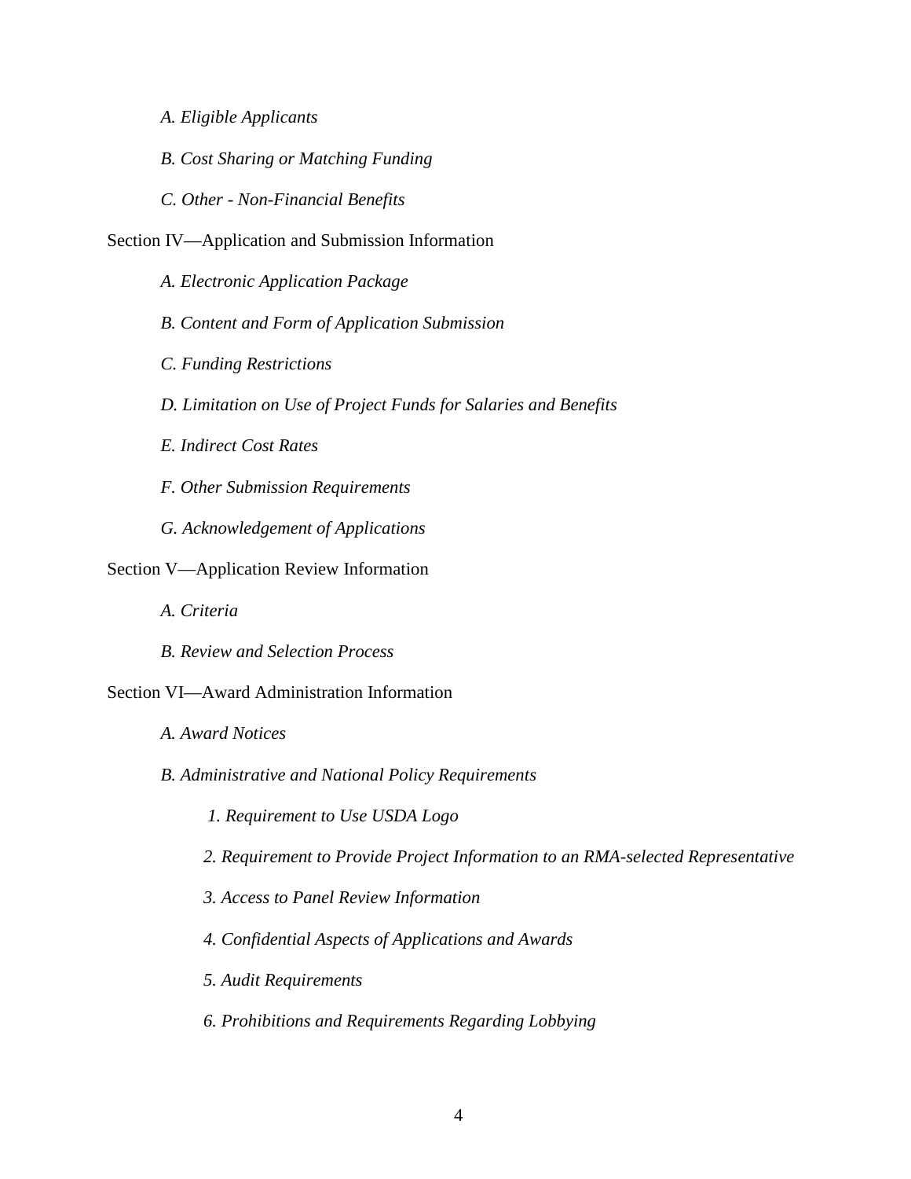*A. Eligible Applicants*

*B. Cost Sharing or Matching Funding*

*C. Other - Non-Financial Benefits*

Section IV—Application and Submission Information

*A. Electronic Application Package*

*B. Content and Form of Application Submission*

*C. Funding Restrictions*

*D. Limitation on Use of Project Funds for Salaries and Benefits*

*E. Indirect Cost Rates*

*F. Other Submission Requirements*

*G. Acknowledgement of Applications*

Section V—Application Review Information

*A. Criteria*

*B. Review and Selection Process*

Section VI—Award Administration Information

*A. Award Notices*

*B. Administrative and National Policy Requirements*

*1. Requirement to Use USDA Logo*

*2. Requirement to Provide Project Information to an RMA-selected Representative*

*3. Access to Panel Review Information*

*4. Confidential Aspects of Applications and Awards*

*5. Audit Requirements*

*6. Prohibitions and Requirements Regarding Lobbying*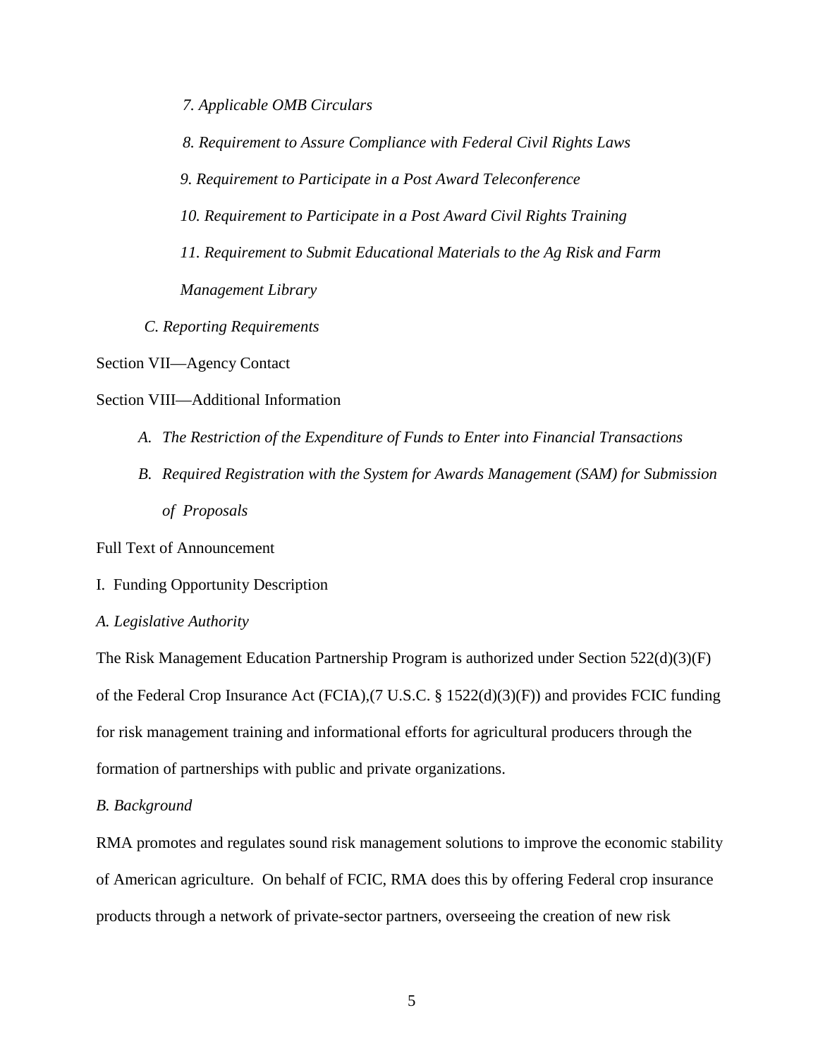*7. Applicable OMB Circulars*

*8. Requirement to Assure Compliance with Federal Civil Rights Laws*

*9. Requirement to Participate in a Post Award Teleconference*

*10. Requirement to Participate in a Post Award Civil Rights Training*

*11. Requirement to Submit Educational Materials to the Ag Risk and Farm Management Library*

*C. Reporting Requirements*

Section VII—Agency Contact

Section VIII—Additional Information

*A. The Restriction of the Expenditure of Funds to Enter into Financial Transactions*

*B. Required Registration with the System for Awards Management (SAM) for Submission of Proposals*

Full Text of Announcement

I. Funding Opportunity Description

*A. Legislative Authority*

The Risk Management Education Partnership Program is authorized under Section 522(d)(3)(F) of the Federal Crop Insurance Act (FCIA),(7 U.S.C. § 1522(d)(3)(F)) and provides FCIC funding for risk management training and informational efforts for agricultural producers through the formation of partnerships with public and private organizations.

*B. Background*

RMA promotes and regulates sound risk management solutions to improve the economic stability of American agriculture. On behalf of FCIC, RMA does this by offering Federal crop insurance products through a network of private-sector partners, overseeing the creation of new risk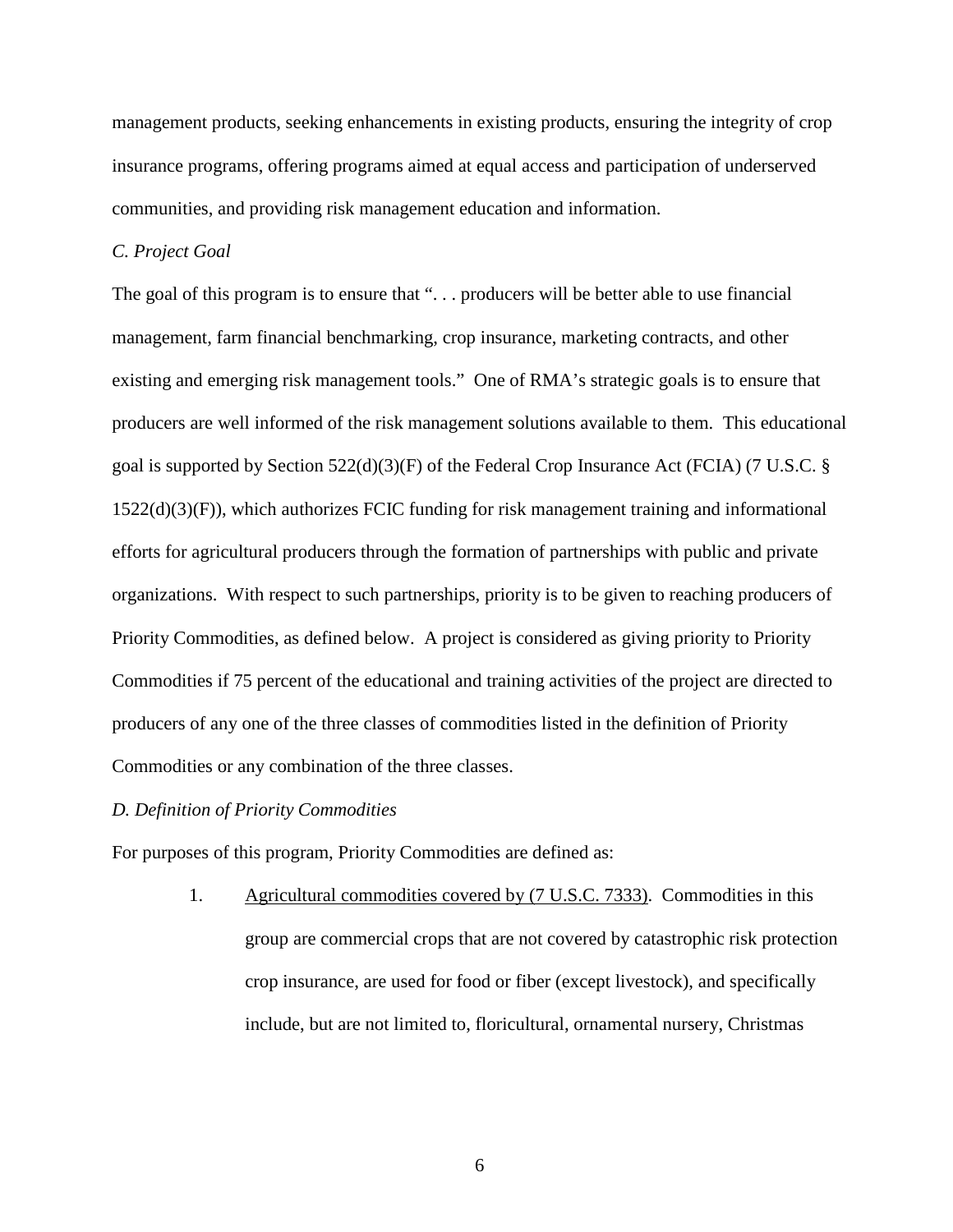management products, seeking enhancements in existing products, ensuring the integrity of crop insurance programs, offering programs aimed at equal access and participation of underserved communities, and providing risk management education and information.

*C. Project Goal*

The goal of this program is to ensure that ". . . producers will be better able to use financial management, farm financial benchmarking, crop insurance, marketing contracts, and other existing and emerging risk management tools." One of RMA's strategic goals is to ensure that producers are well informed of the risk management solutions available to them. This educational goal is supported by Section 522(d)(3)(F) of the Federal Crop Insurance Act (FCIA) (7 U.S.C. § 1522(d)(3)(F)), which authorizes FCIC funding for risk management training and informational efforts for agricultural producers through the formation of partnerships with public and private organizations. With respect to such partnerships, priority is to be given to reaching producers of Priority Commodities, as defined below. A project is considered as giving priority to Priority Commodities if 75 percent of the educational and training activities of the project are directed to producers of any one of the three classes of commodities listed in the definition of Priority Commodities or any combination of the three classes.

*D. Definition of Priority Commodities*

For purposes of this program, Priority Commodities are defined as:

1. <u>Agricultural commodities covered by (7 U.S.C. 7333)</u>. Commodities in this group are commercial crops that are not covered by catastrophic risk protection crop insurance, are used for food or fiber (except livestock), and specifically include, but are not limited to, floricultural, ornamental nursery, Christmas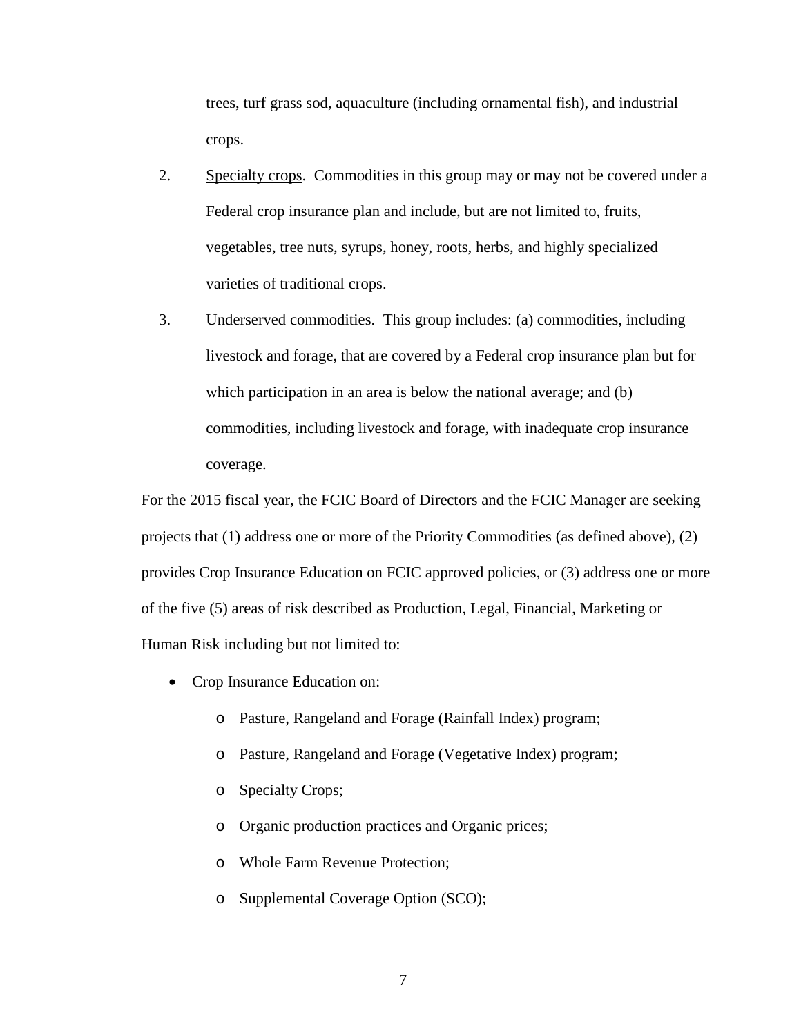trees, turf grass sod, aquaculture (including ornamental fish), and industrial crops.

2. <u>Specialty crops</u>. Commodities in this group may or may not be covered under a Federal crop insurance plan and include, but are not limited to, fruits, vegetables, tree nuts, syrups, honey, roots, herbs, and highly specialized varieties of traditional crops.

3. <u>Underserved commodities</u>. This group includes: (a) commodities, including livestock and forage, that are covered by a Federal crop insurance plan but for which participation in an area is below the national average; and (b) commodities, including livestock and forage, with inadequate crop insurance coverage.

For the 2015 fiscal year, the FCIC Board of Directors and the FCIC Manager are seeking projects that (1) address one or more of the Priority Commodities (as defined above), (2) provides Crop Insurance Education on FCIC approved policies, or (3) address one or more of the five (5) areas of risk described as Production, Legal, Financial, Marketing or Human Risk including but not limited to:

- Crop Insurance Education on:
  - Pasture, Rangeland and Forage (Rainfall Index) program;
  - Pasture, Rangeland and Forage (Vegetative Index) program;
  - Specialty Crops;
  - Organic production practices and Organic prices;
  - Whole Farm Revenue Protection;
  - Supplemental Coverage Option (SCO);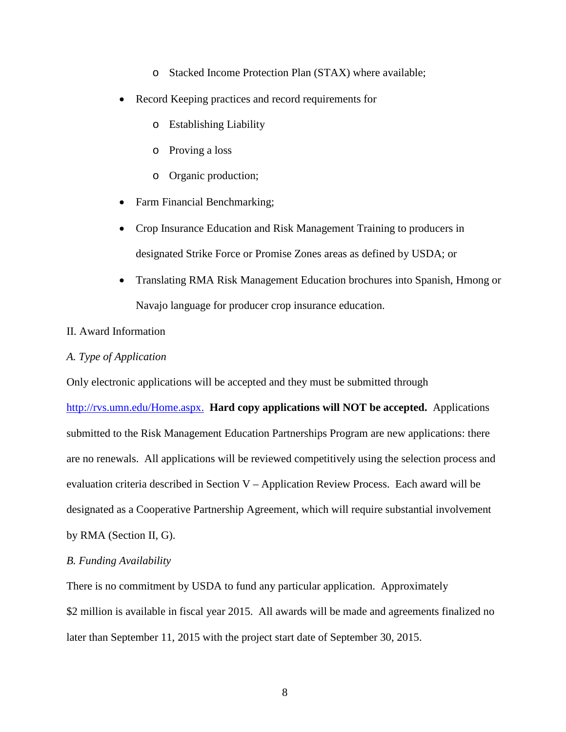- Stacked Income Protection Plan (STAX) where available;
- Record Keeping practices and record requirements for
  - Establishing Liability
  - Proving a loss
  - Organic production;
- Farm Financial Benchmarking;
- Crop Insurance Education and Risk Management Training to producers in designated Strike Force or Promise Zones areas as defined by USDA; or
- Translating RMA Risk Management Education brochures into Spanish, Hmong or Navajo language for producer crop insurance education.

## II. Award Information

### *A. Type of Application*

Only electronic applications will be accepted and they must be submitted through [http://rvs.umn.edu/Home.aspx.](http://rvs.umn.edu/Home.aspx) **Hard copy applications will NOT be accepted.** Applications submitted to the Risk Management Education Partnerships Program are new applications: there are no renewals. All applications will be reviewed competitively using the selection process and evaluation criteria described in Section V – Application Review Process. Each award will be designated as a Cooperative Partnership Agreement, which will require substantial involvement by RMA (Section II, G).

### *B. Funding Availability*

There is no commitment by USDA to fund any particular application. Approximately $2 million is available in fiscal year 2015. All awards will be made and agreements finalized no later than September 11, 2015 with the project start date of September 30, 2015.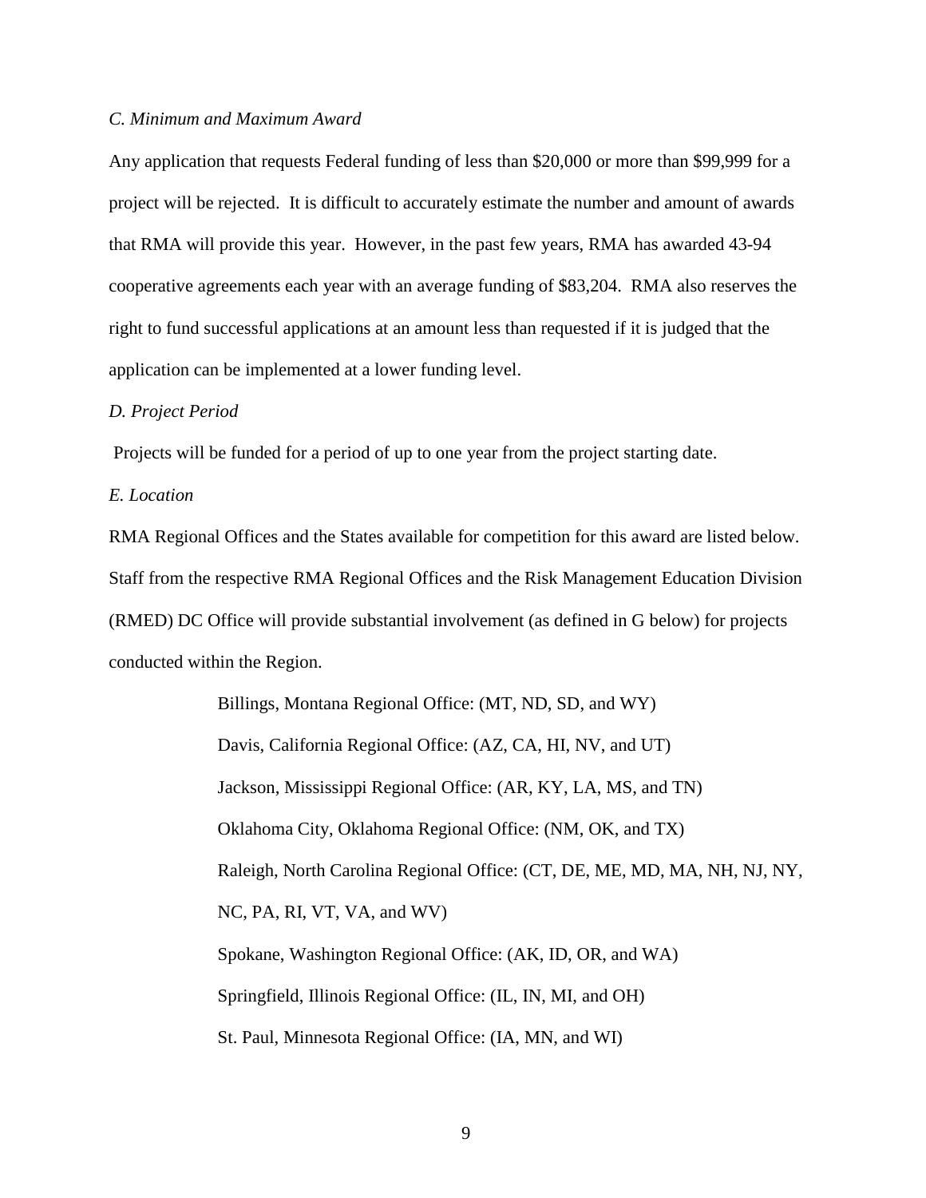*C. Minimum and Maximum Award*

Any application that requests Federal funding of less than $20,000 or more than $99,999 for a project will be rejected. It is difficult to accurately estimate the number and amount of awards that RMA will provide this year. However, in the past few years, RMA has awarded 43-94 cooperative agreements each year with an average funding of $83,204. RMA also reserves the right to fund successful applications at an amount less than requested if it is judged that the application can be implemented at a lower funding level.

*D. Project Period*

Projects will be funded for a period of up to one year from the project starting date.

*E. Location*

RMA Regional Offices and the States available for competition for this award are listed below. Staff from the respective RMA Regional Offices and the Risk Management Education Division (RMED) DC Office will provide substantial involvement (as defined in G below) for projects conducted within the Region.

Billings, Montana Regional Office: (MT, ND, SD, and WY)

Davis, California Regional Office: (AZ, CA, HI, NV, and UT)

Jackson, Mississippi Regional Office: (AR, KY, LA, MS, and TN)

Oklahoma City, Oklahoma Regional Office: (NM, OK, and TX)

Raleigh, North Carolina Regional Office: (CT, DE, ME, MD, MA, NH, NJ, NY, NC, PA, RI, VT, VA, and WV)

Spokane, Washington Regional Office: (AK, ID, OR, and WA)

Springfield, Illinois Regional Office: (IL, IN, MI, and OH)

St. Paul, Minnesota Regional Office: (IA, MN, and WI)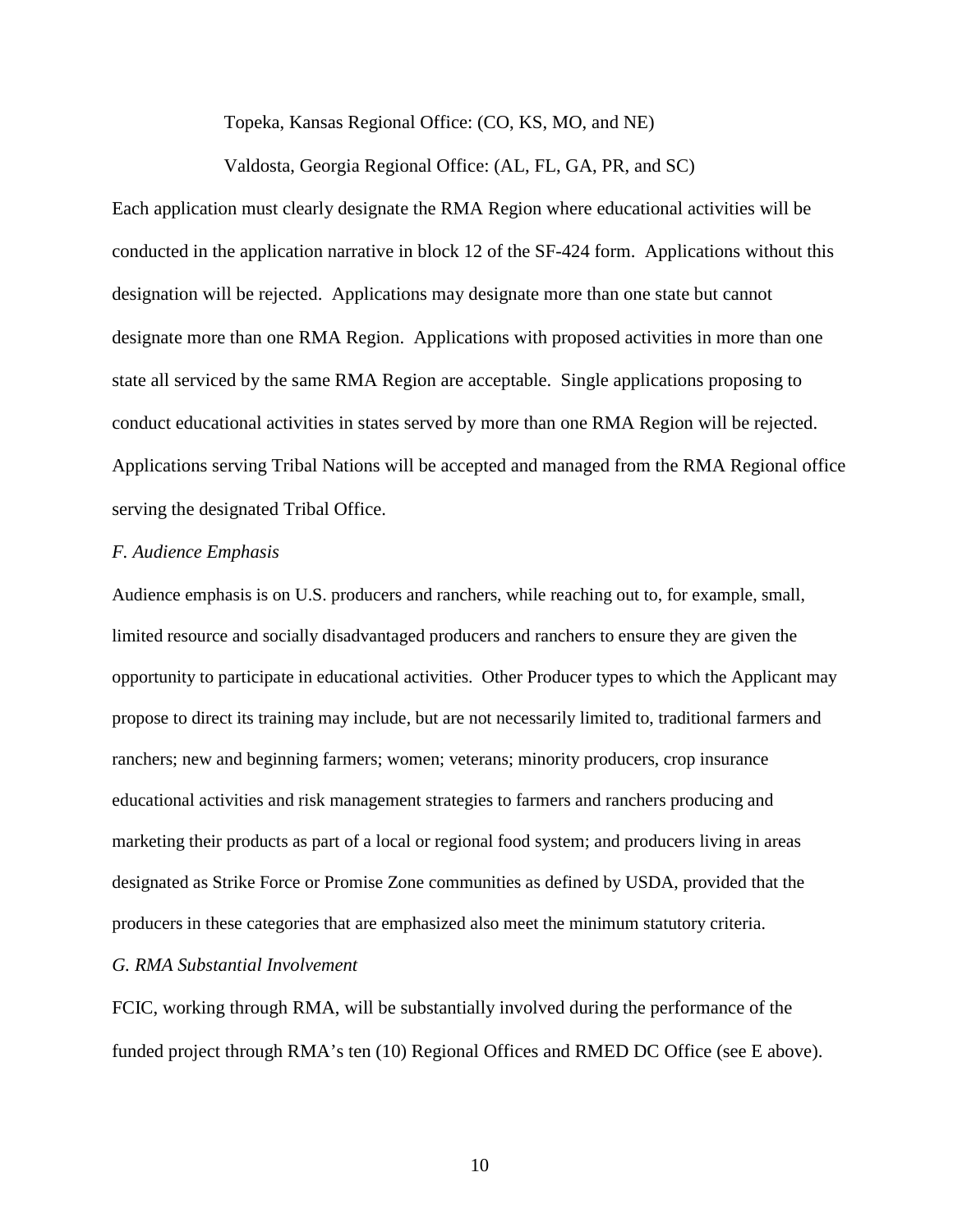Topeka, Kansas Regional Office: (CO, KS, MO, and NE)

Valdosta, Georgia Regional Office: (AL, FL, GA, PR, and SC)

Each application must clearly designate the RMA Region where educational activities will be conducted in the application narrative in block 12 of the SF-424 form. Applications without this designation will be rejected. Applications may designate more than one state but cannot designate more than one RMA Region. Applications with proposed activities in more than one state all serviced by the same RMA Region are acceptable. Single applications proposing to conduct educational activities in states served by more than one RMA Region will be rejected. Applications serving Tribal Nations will be accepted and managed from the RMA Regional office serving the designated Tribal Office.

*F. Audience Emphasis*

Audience emphasis is on U.S. producers and ranchers, while reaching out to, for example, small, limited resource and socially disadvantaged producers and ranchers to ensure they are given the opportunity to participate in educational activities. Other Producer types to which the Applicant may propose to direct its training may include, but are not necessarily limited to, traditional farmers and ranchers; new and beginning farmers; women; veterans; minority producers, crop insurance educational activities and risk management strategies to farmers and ranchers producing and marketing their products as part of a local or regional food system; and producers living in areas designated as Strike Force or Promise Zone communities as defined by USDA, provided that the producers in these categories that are emphasized also meet the minimum statutory criteria.

*G. RMA Substantial Involvement*

FCIC, working through RMA, will be substantially involved during the performance of the funded project through RMA's ten (10) Regional Offices and RMED DC Office (see E above).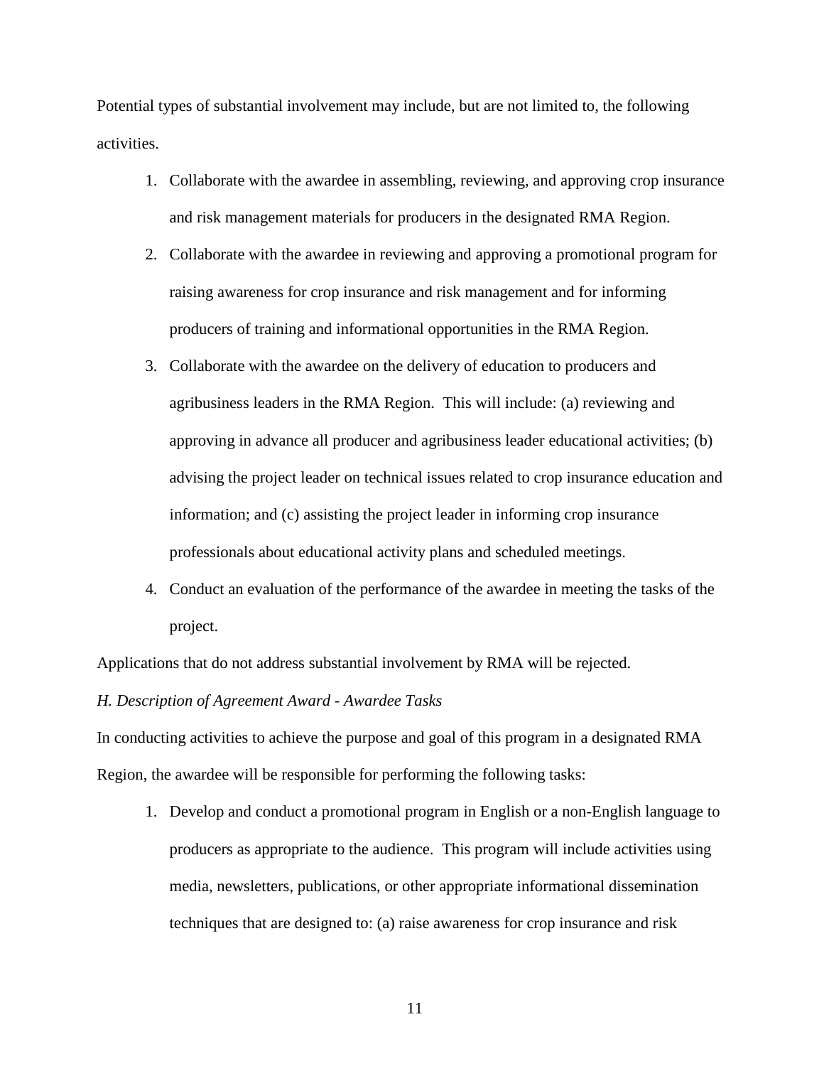Potential types of substantial involvement may include, but are not limited to, the following activities.

1. Collaborate with the awardee in assembling, reviewing, and approving crop insurance and risk management materials for producers in the designated RMA Region.
2. Collaborate with the awardee in reviewing and approving a promotional program for raising awareness for crop insurance and risk management and for informing producers of training and informational opportunities in the RMA Region.
3. Collaborate with the awardee on the delivery of education to producers and agribusiness leaders in the RMA Region. This will include: (a) reviewing and approving in advance all producer and agribusiness leader educational activities; (b) advising the project leader on technical issues related to crop insurance education and information; and (c) assisting the project leader in informing crop insurance professionals about educational activity plans and scheduled meetings.
4. Conduct an evaluation of the performance of the awardee in meeting the tasks of the project.

Applications that do not address substantial involvement by RMA will be rejected.

*H. Description of Agreement Award - Awardee Tasks*

In conducting activities to achieve the purpose and goal of this program in a designated RMA Region, the awardee will be responsible for performing the following tasks:

1. Develop and conduct a promotional program in English or a non-English language to producers as appropriate to the audience. This program will include activities using media, newsletters, publications, or other appropriate informational dissemination techniques that are designed to: (a) raise awareness for crop insurance and risk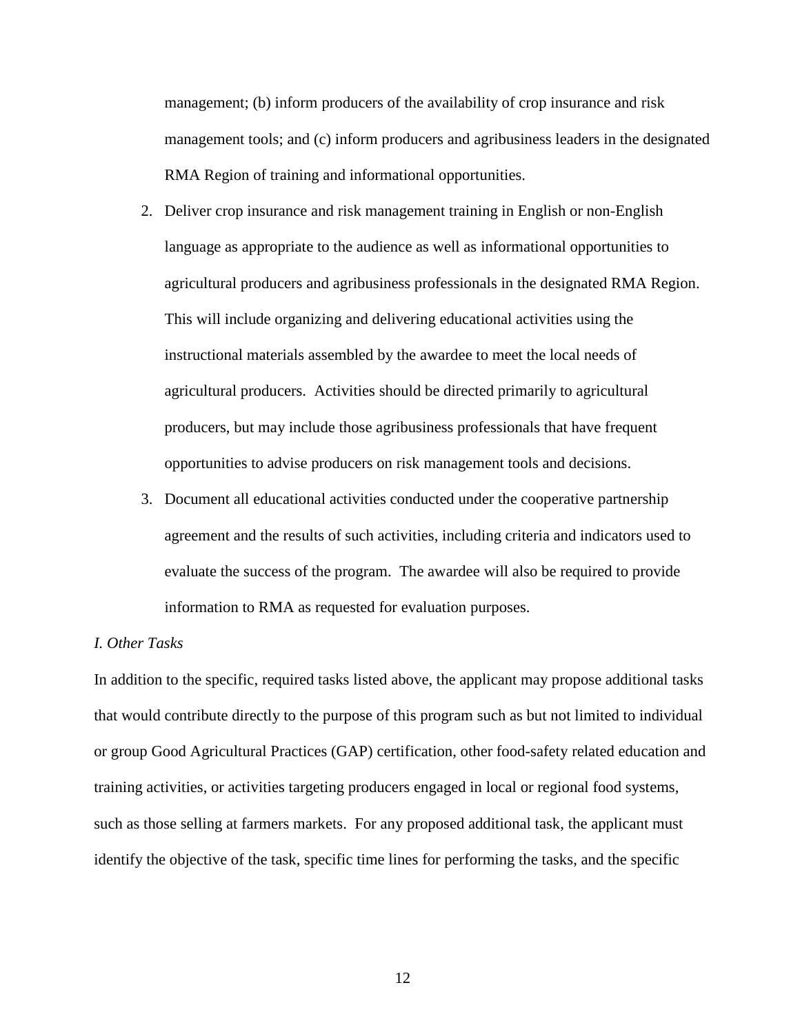management; (b) inform producers of the availability of crop insurance and risk management tools; and (c) inform producers and agribusiness leaders in the designated RMA Region of training and informational opportunities.

2. Deliver crop insurance and risk management training in English or non-English language as appropriate to the audience as well as informational opportunities to agricultural producers and agribusiness professionals in the designated RMA Region. This will include organizing and delivering educational activities using the instructional materials assembled by the awardee to meet the local needs of agricultural producers. Activities should be directed primarily to agricultural producers, but may include those agribusiness professionals that have frequent opportunities to advise producers on risk management tools and decisions.
3. Document all educational activities conducted under the cooperative partnership agreement and the results of such activities, including criteria and indicators used to evaluate the success of the program. The awardee will also be required to provide information to RMA as requested for evaluation purposes.

*I. Other Tasks*

In addition to the specific, required tasks listed above, the applicant may propose additional tasks that would contribute directly to the purpose of this program such as but not limited to individual or group Good Agricultural Practices (GAP) certification, other food-safety related education and training activities, or activities targeting producers engaged in local or regional food systems, such as those selling at farmers markets. For any proposed additional task, the applicant must identify the objective of the task, specific time lines for performing the tasks, and the specific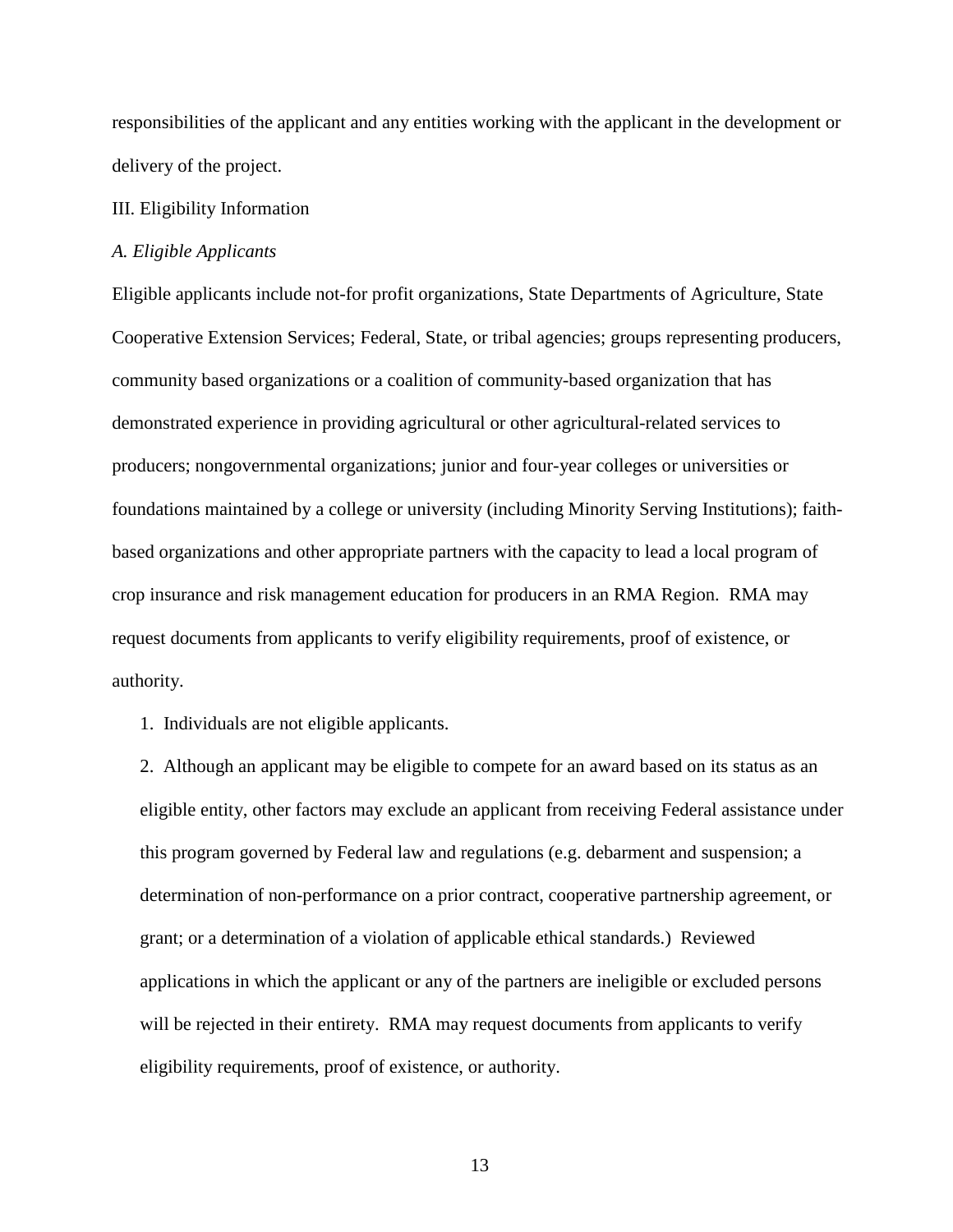responsibilities of the applicant and any entities working with the applicant in the development or delivery of the project.

## III. Eligibility Information

### *A. Eligible Applicants*

Eligible applicants include not-for profit organizations, State Departments of Agriculture, State Cooperative Extension Services; Federal, State, or tribal agencies; groups representing producers, community based organizations or a coalition of community-based organization that has demonstrated experience in providing agricultural or other agricultural-related services to producers; nongovernmental organizations; junior and four-year colleges or universities or foundations maintained by a college or university (including Minority Serving Institutions); faith-based organizations and other appropriate partners with the capacity to lead a local program of crop insurance and risk management education for producers in an RMA Region. RMA may request documents from applicants to verify eligibility requirements, proof of existence, or authority.

1. Individuals are not eligible applicants.
2. Although an applicant may be eligible to compete for an award based on its status as an eligible entity, other factors may exclude an applicant from receiving Federal assistance under this program governed by Federal law and regulations (e.g. debarment and suspension; a determination of non-performance on a prior contract, cooperative partnership agreement, or grant; or a determination of a violation of applicable ethical standards.) Reviewed applications in which the applicant or any of the partners are ineligible or excluded persons will be rejected in their entirety. RMA may request documents from applicants to verify eligibility requirements, proof of existence, or authority.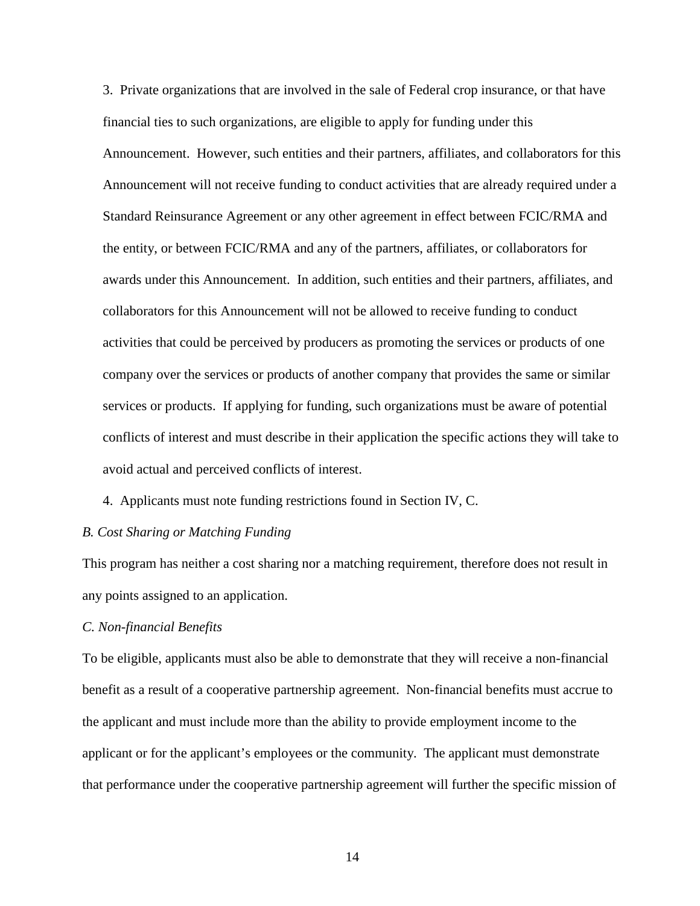3. Private organizations that are involved in the sale of Federal crop insurance, or that have financial ties to such organizations, are eligible to apply for funding under this Announcement. However, such entities and their partners, affiliates, and collaborators for this Announcement will not receive funding to conduct activities that are already required under a Standard Reinsurance Agreement or any other agreement in effect between FCIC/RMA and the entity, or between FCIC/RMA and any of the partners, affiliates, or collaborators for awards under this Announcement. In addition, such entities and their partners, affiliates, and collaborators for this Announcement will not be allowed to receive funding to conduct activities that could be perceived by producers as promoting the services or products of one company over the services or products of another company that provides the same or similar services or products. If applying for funding, such organizations must be aware of potential conflicts of interest and must describe in their application the specific actions they will take to avoid actual and perceived conflicts of interest.

4. Applicants must note funding restrictions found in Section IV, C.

*B. Cost Sharing or Matching Funding*

This program has neither a cost sharing nor a matching requirement, therefore does not result in any points assigned to an application.

*C. Non-financial Benefits*

To be eligible, applicants must also be able to demonstrate that they will receive a non-financial benefit as a result of a cooperative partnership agreement. Non-financial benefits must accrue to the applicant and must include more than the ability to provide employment income to the applicant or for the applicant's employees or the community. The applicant must demonstrate that performance under the cooperative partnership agreement will further the specific mission of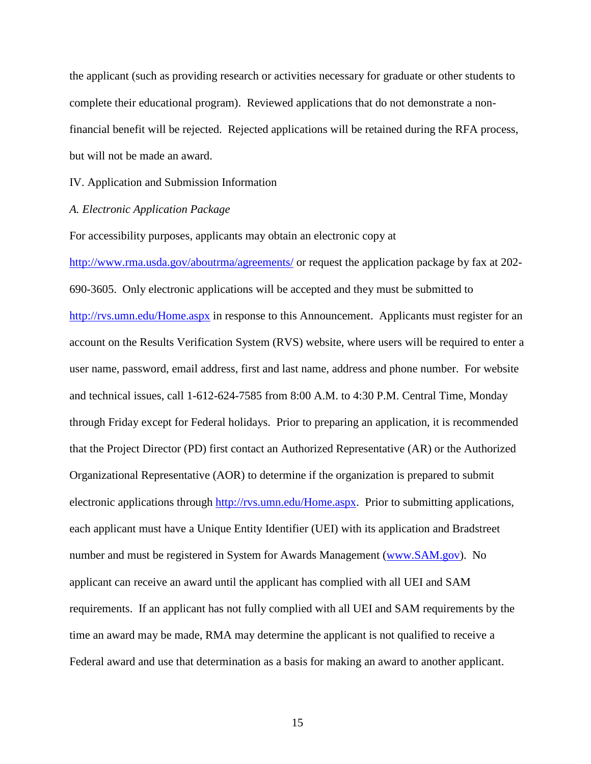the applicant (such as providing research or activities necessary for graduate or other students to complete their educational program). Reviewed applications that do not demonstrate a non-financial benefit will be rejected. Rejected applications will be retained during the RFA process, but will not be made an award.

IV. Application and Submission Information

*A. Electronic Application Package*

For accessibility purposes, applicants may obtain an electronic copy at http://www.rma.usda.gov/aboutrma/agreements/ or request the application package by fax at 202-690-3605. Only electronic applications will be accepted and they must be submitted to http://rvs.umn.edu/Home.aspx in response to this Announcement. Applicants must register for an account on the Results Verification System (RVS) website, where users will be required to enter a user name, password, email address, first and last name, address and phone number. For website and technical issues, call 1-612-624-7585 from 8:00 A.M. to 4:30 P.M. Central Time, Monday through Friday except for Federal holidays. Prior to preparing an application, it is recommended that the Project Director (PD) first contact an Authorized Representative (AR) or the Authorized Organizational Representative (AOR) to determine if the organization is prepared to submit electronic applications through http://rvs.umn.edu/Home.aspx. Prior to submitting applications, each applicant must have a Unique Entity Identifier (UEI) with its application and Bradstreet number and must be registered in System for Awards Management (www.SAM.gov). No applicant can receive an award until the applicant has complied with all UEI and SAM requirements. If an applicant has not fully complied with all UEI and SAM requirements by the time an award may be made, RMA may determine the applicant is not qualified to receive a Federal award and use that determination as a basis for making an award to another applicant.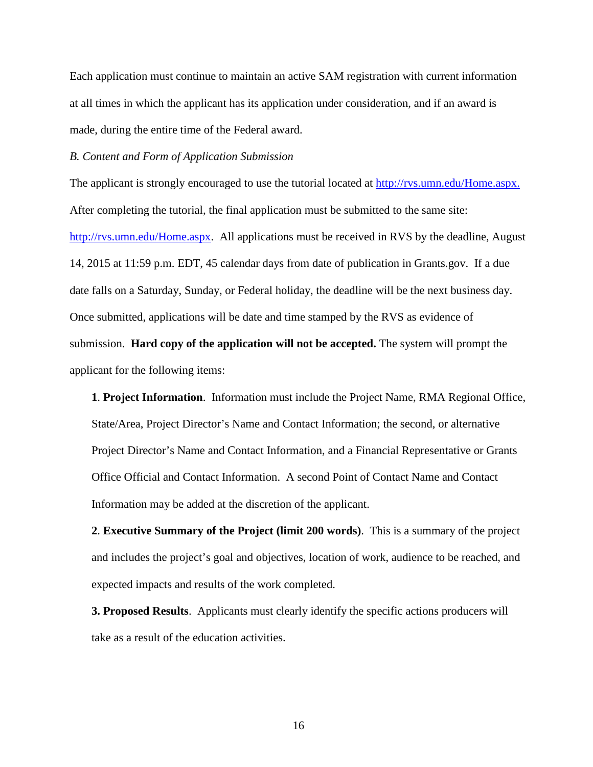Each application must continue to maintain an active SAM registration with current information at all times in which the applicant has its application under consideration, and if an award is made, during the entire time of the Federal award.

*B. Content and Form of Application Submission*

The applicant is strongly encouraged to use the tutorial located at http://rvs.umn.edu/Home.aspx. After completing the tutorial, the final application must be submitted to the same site: http://rvs.umn.edu/Home.aspx. All applications must be received in RVS by the deadline, August 14, 2015 at 11:59 p.m. EDT, 45 calendar days from date of publication in Grants.gov. If a due date falls on a Saturday, Sunday, or Federal holiday, the deadline will be the next business day. Once submitted, applications will be date and time stamped by the RVS as evidence of submission. **Hard copy of the application will not be accepted.** The system will prompt the applicant for the following items:

**1**. **Project Information**. Information must include the Project Name, RMA Regional Office, State/Area, Project Director's Name and Contact Information; the second, or alternative Project Director's Name and Contact Information, and a Financial Representative or Grants Office Official and Contact Information. A second Point of Contact Name and Contact Information may be added at the discretion of the applicant.

**2**. **Executive Summary of the Project (limit 200 words)**. This is a summary of the project and includes the project's goal and objectives, location of work, audience to be reached, and expected impacts and results of the work completed.

**3. Proposed Results**. Applicants must clearly identify the specific actions producers will take as a result of the education activities.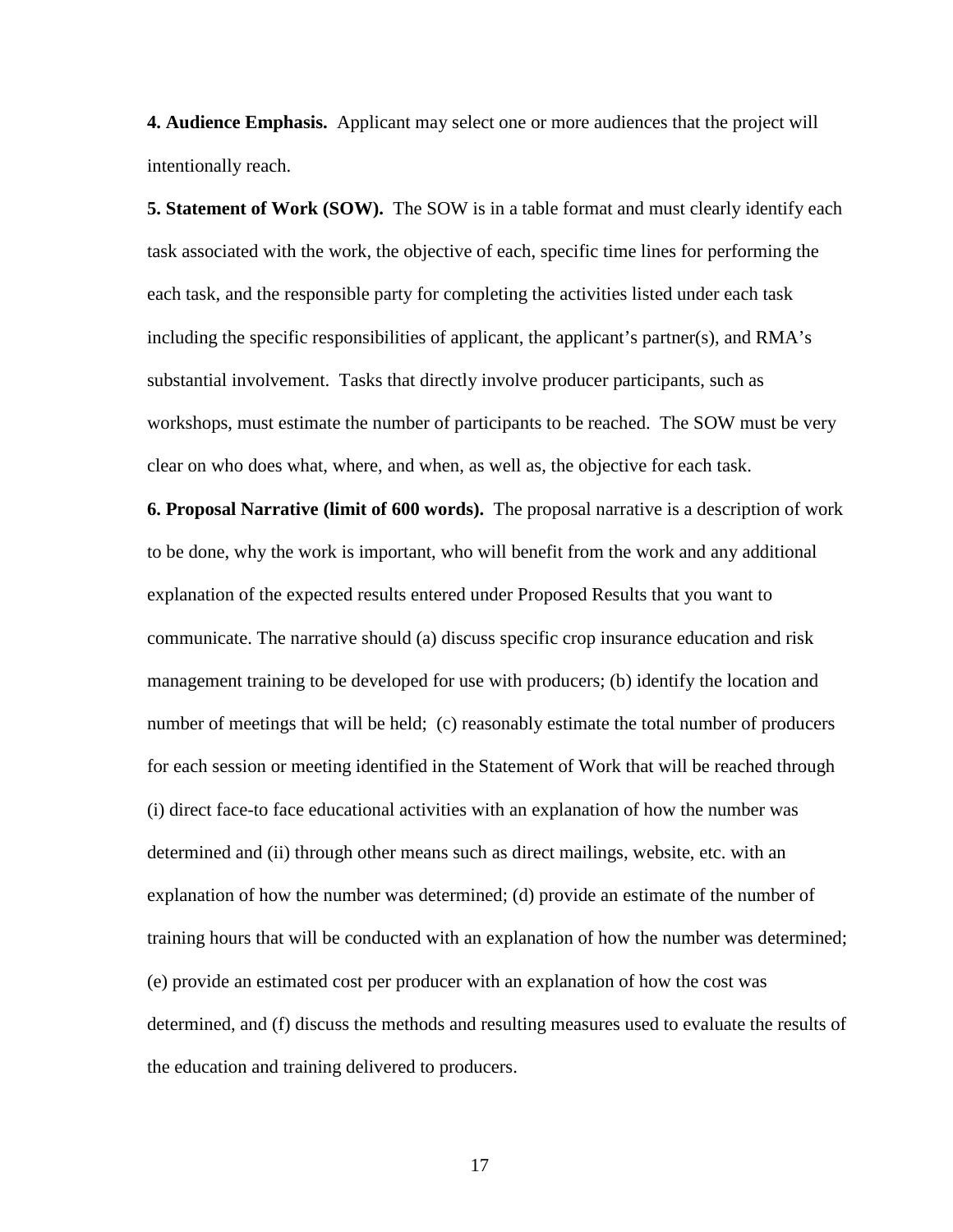**4. Audience Emphasis.** Applicant may select one or more audiences that the project will intentionally reach.

**5. Statement of Work (SOW).** The SOW is in a table format and must clearly identify each task associated with the work, the objective of each, specific time lines for performing the each task, and the responsible party for completing the activities listed under each task including the specific responsibilities of applicant, the applicant's partner(s), and RMA's substantial involvement. Tasks that directly involve producer participants, such as workshops, must estimate the number of participants to be reached. The SOW must be very clear on who does what, where, and when, as well as, the objective for each task.

**6. Proposal Narrative (limit of 600 words).** The proposal narrative is a description of work to be done, why the work is important, who will benefit from the work and any additional explanation of the expected results entered under Proposed Results that you want to communicate. The narrative should (a) discuss specific crop insurance education and risk management training to be developed for use with producers; (b) identify the location and number of meetings that will be held; (c) reasonably estimate the total number of producers for each session or meeting identified in the Statement of Work that will be reached through (i) direct face-to face educational activities with an explanation of how the number was determined and (ii) through other means such as direct mailings, website, etc. with an explanation of how the number was determined; (d) provide an estimate of the number of training hours that will be conducted with an explanation of how the number was determined; (e) provide an estimated cost per producer with an explanation of how the cost was determined, and (f) discuss the methods and resulting measures used to evaluate the results of the education and training delivered to producers.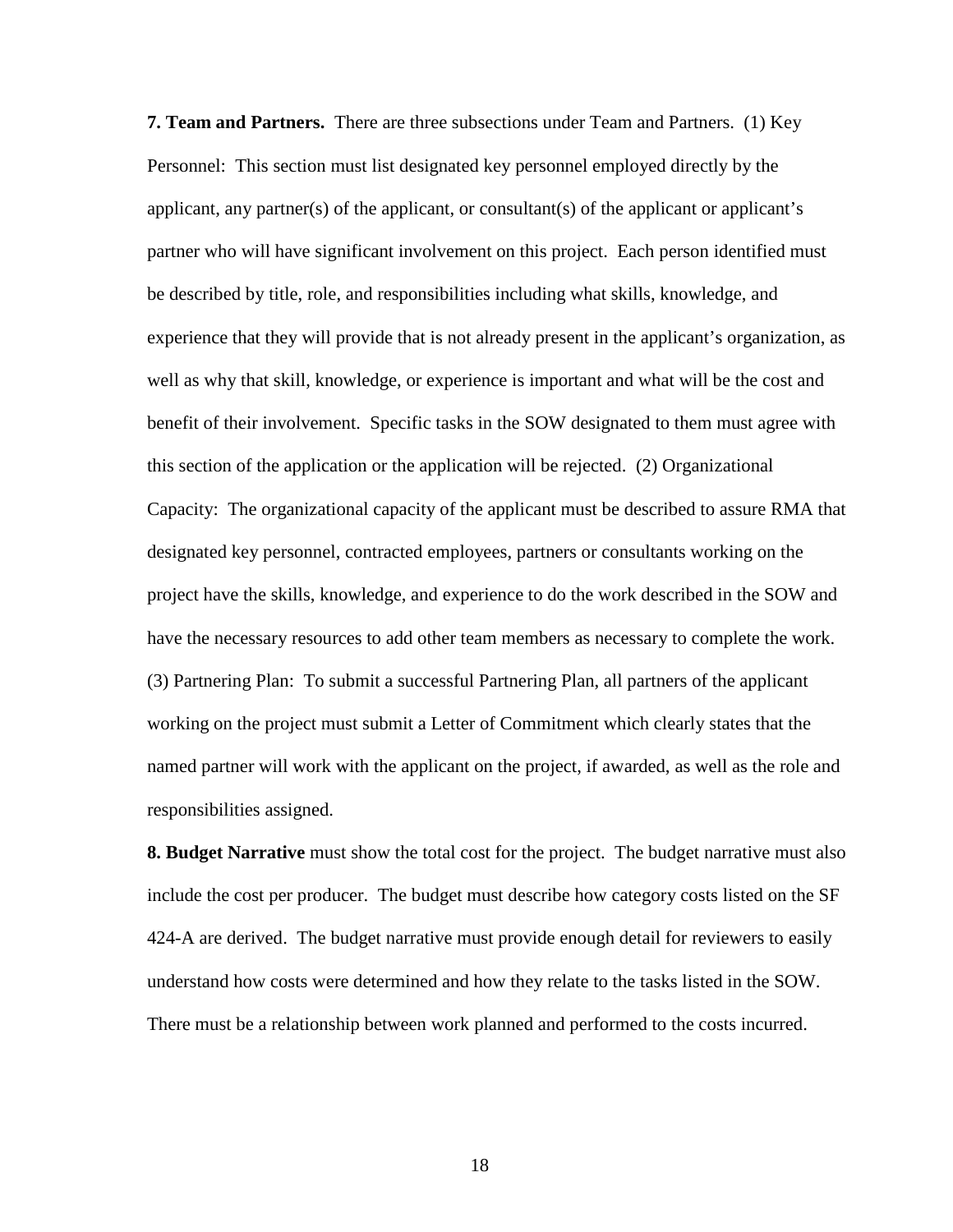**7. Team and Partners.** There are three subsections under Team and Partners. (1) Key Personnel: This section must list designated key personnel employed directly by the applicant, any partner(s) of the applicant, or consultant(s) of the applicant or applicant's partner who will have significant involvement on this project. Each person identified must be described by title, role, and responsibilities including what skills, knowledge, and experience that they will provide that is not already present in the applicant's organization, as well as why that skill, knowledge, or experience is important and what will be the cost and benefit of their involvement. Specific tasks in the SOW designated to them must agree with this section of the application or the application will be rejected. (2) Organizational Capacity: The organizational capacity of the applicant must be described to assure RMA that designated key personnel, contracted employees, partners or consultants working on the project have the skills, knowledge, and experience to do the work described in the SOW and have the necessary resources to add other team members as necessary to complete the work. (3) Partnering Plan: To submit a successful Partnering Plan, all partners of the applicant working on the project must submit a Letter of Commitment which clearly states that the named partner will work with the applicant on the project, if awarded, as well as the role and responsibilities assigned.

**8. Budget Narrative** must show the total cost for the project. The budget narrative must also include the cost per producer. The budget must describe how category costs listed on the SF 424-A are derived. The budget narrative must provide enough detail for reviewers to easily understand how costs were determined and how they relate to the tasks listed in the SOW. There must be a relationship between work planned and performed to the costs incurred.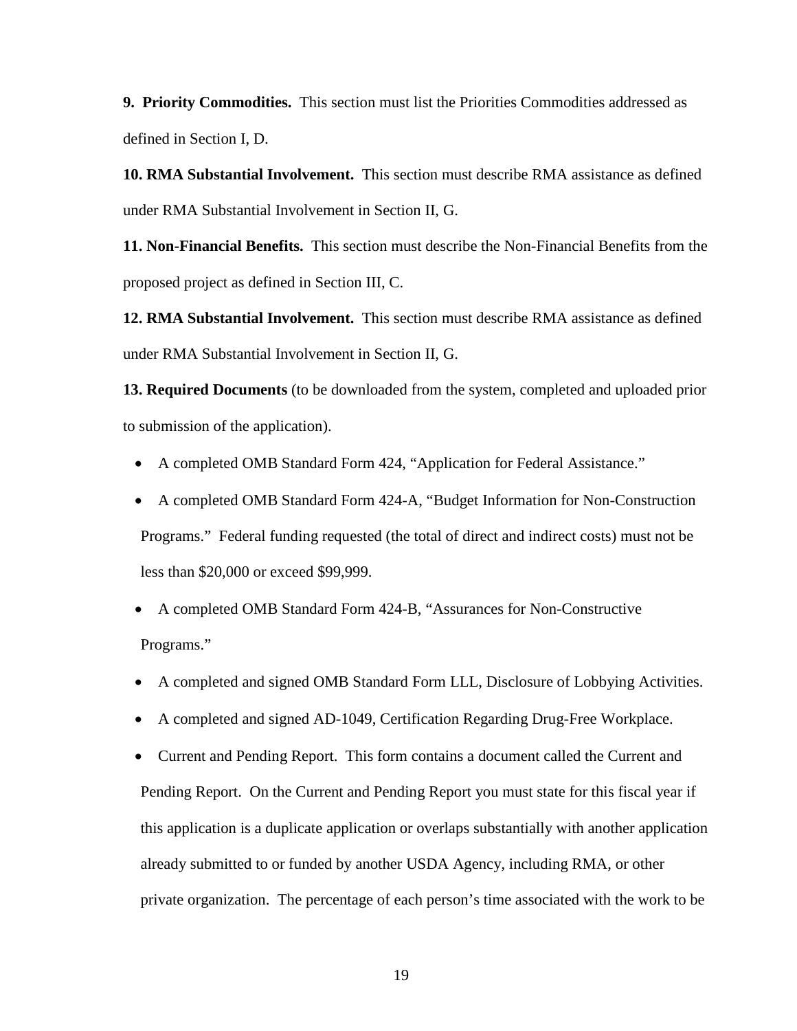**9. Priority Commodities.** This section must list the Priorities Commodities addressed as defined in Section I, D.

**10. RMA Substantial Involvement.** This section must describe RMA assistance as defined under RMA Substantial Involvement in Section II, G.

**11. Non-Financial Benefits.** This section must describe the Non-Financial Benefits from the proposed project as defined in Section III, C.

**12. RMA Substantial Involvement.** This section must describe RMA assistance as defined under RMA Substantial Involvement in Section II, G.

**13. Required Documents** (to be downloaded from the system, completed and uploaded prior to submission of the application).

- A completed OMB Standard Form 424, "Application for Federal Assistance."
- A completed OMB Standard Form 424-A, "Budget Information for Non-Construction Programs." Federal funding requested (the total of direct and indirect costs) must not be less than $20,000 or exceed $99,999.
- A completed OMB Standard Form 424-B, "Assurances for Non-Constructive Programs."
- A completed and signed OMB Standard Form LLL, Disclosure of Lobbying Activities.
- A completed and signed AD-1049, Certification Regarding Drug-Free Workplace.
- Current and Pending Report. This form contains a document called the Current and Pending Report. On the Current and Pending Report you must state for this fiscal year if this application is a duplicate application or overlaps substantially with another application already submitted to or funded by another USDA Agency, including RMA, or other private organization. The percentage of each person's time associated with the work to be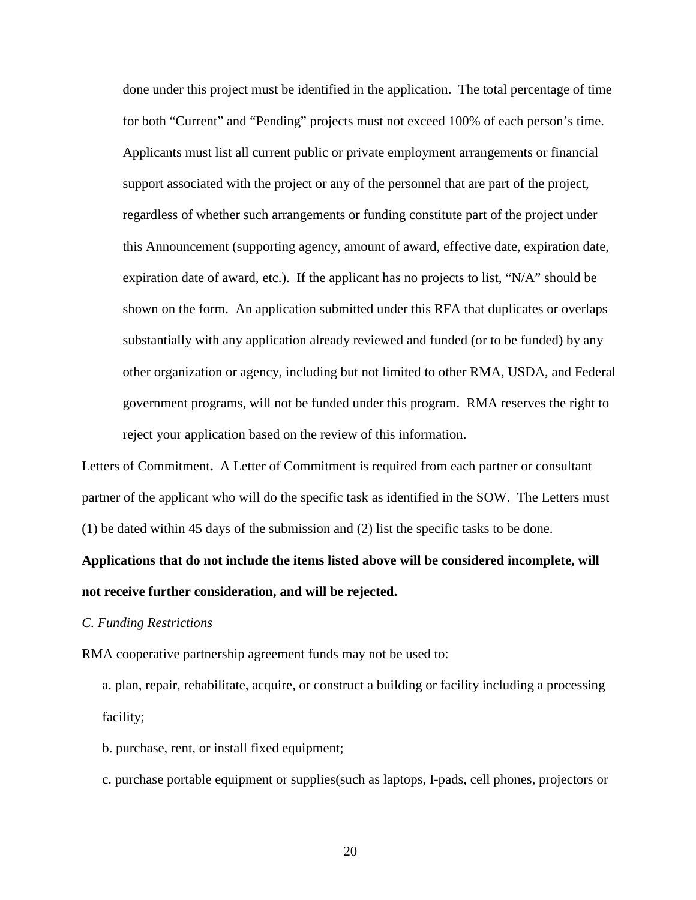done under this project must be identified in the application. The total percentage of time for both "Current" and "Pending" projects must not exceed 100% of each person's time. Applicants must list all current public or private employment arrangements or financial support associated with the project or any of the personnel that are part of the project, regardless of whether such arrangements or funding constitute part of the project under this Announcement (supporting agency, amount of award, effective date, expiration date, expiration date of award, etc.). If the applicant has no projects to list, "N/A" should be shown on the form. An application submitted under this RFA that duplicates or overlaps substantially with any application already reviewed and funded (or to be funded) by any other organization or agency, including but not limited to other RMA, USDA, and Federal government programs, will not be funded under this program. RMA reserves the right to reject your application based on the review of this information.

Letters of Commitment**.** A Letter of Commitment is required from each partner or consultant partner of the applicant who will do the specific task as identified in the SOW. The Letters must (1) be dated within 45 days of the submission and (2) list the specific tasks to be done.

**Applications that do not include the items listed above will be considered incomplete, will not receive further consideration, and will be rejected.**

*C. Funding Restrictions*

RMA cooperative partnership agreement funds may not be used to:

a. plan, repair, rehabilitate, acquire, or construct a building or facility including a processing facility;

b. purchase, rent, or install fixed equipment;

c. purchase portable equipment or supplies(such as laptops, I-pads, cell phones, projectors or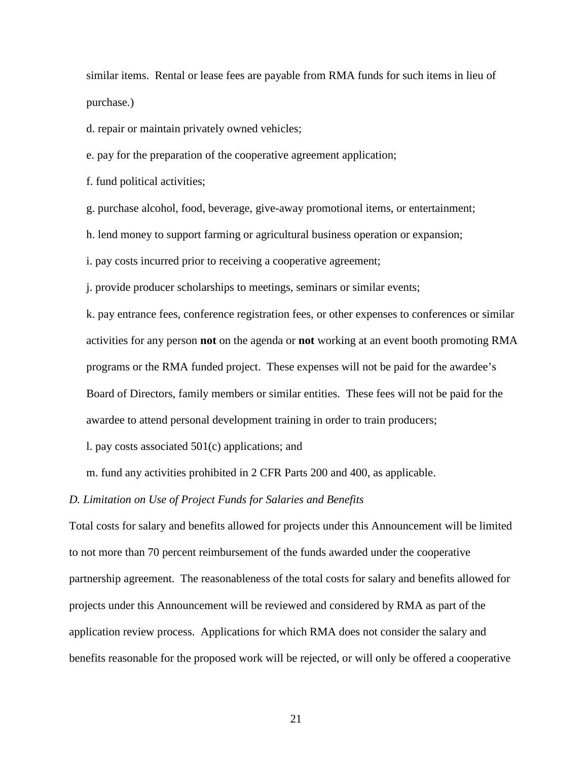similar items. Rental or lease fees are payable from RMA funds for such items in lieu of purchase.)

d. repair or maintain privately owned vehicles;

e. pay for the preparation of the cooperative agreement application;

f. fund political activities;

g. purchase alcohol, food, beverage, give-away promotional items, or entertainment;

h. lend money to support farming or agricultural business operation or expansion;

i. pay costs incurred prior to receiving a cooperative agreement;

j. provide producer scholarships to meetings, seminars or similar events;

k. pay entrance fees, conference registration fees, or other expenses to conferences or similar activities for any person **not** on the agenda or **not** working at an event booth promoting RMA programs or the RMA funded project. These expenses will not be paid for the awardee's Board of Directors, family members or similar entities. These fees will not be paid for the awardee to attend personal development training in order to train producers;

l. pay costs associated 501(c) applications; and

m. fund any activities prohibited in 2 CFR Parts 200 and 400, as applicable.

*D. Limitation on Use of Project Funds for Salaries and Benefits*

Total costs for salary and benefits allowed for projects under this Announcement will be limited to not more than 70 percent reimbursement of the funds awarded under the cooperative partnership agreement. The reasonableness of the total costs for salary and benefits allowed for projects under this Announcement will be reviewed and considered by RMA as part of the application review process. Applications for which RMA does not consider the salary and benefits reasonable for the proposed work will be rejected, or will only be offered a cooperative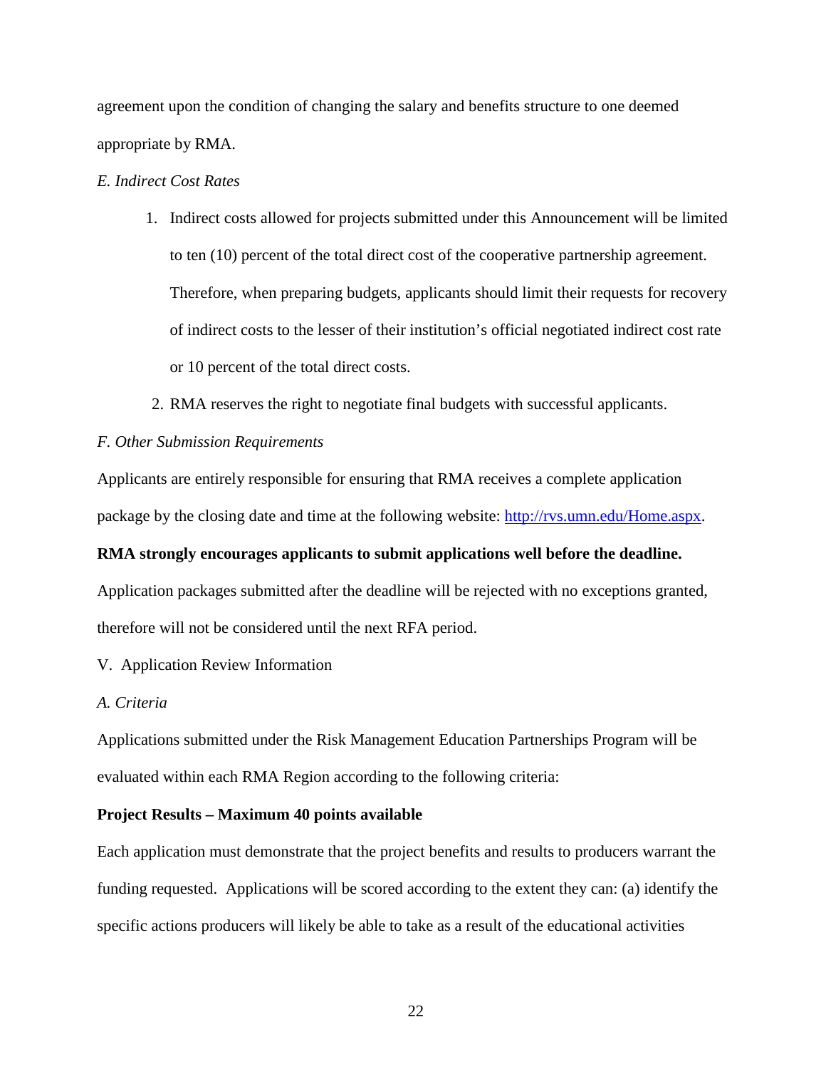agreement upon the condition of changing the salary and benefits structure to one deemed appropriate by RMA.

*E. Indirect Cost Rates*

1. Indirect costs allowed for projects submitted under this Announcement will be limited to ten (10) percent of the total direct cost of the cooperative partnership agreement. Therefore, when preparing budgets, applicants should limit their requests for recovery of indirect costs to the lesser of their institution's official negotiated indirect cost rate or 10 percent of the total direct costs.
2. RMA reserves the right to negotiate final budgets with successful applicants.

*F. Other Submission Requirements*

Applicants are entirely responsible for ensuring that RMA receives a complete application package by the closing date and time at the following website: [http://rvs.umn.edu/Home.aspx](http://rvs.umn.edu/Home.aspx).

**RMA strongly encourages applicants to submit applications well before the deadline.** Application packages submitted after the deadline will be rejected with no exceptions granted, therefore will not be considered until the next RFA period.

V. Application Review Information

*A. Criteria*

Applications submitted under the Risk Management Education Partnerships Program will be evaluated within each RMA Region according to the following criteria:

**Project Results – Maximum 40 points available**

Each application must demonstrate that the project benefits and results to producers warrant the funding requested. Applications will be scored according to the extent they can: (a) identify the specific actions producers will likely be able to take as a result of the educational activities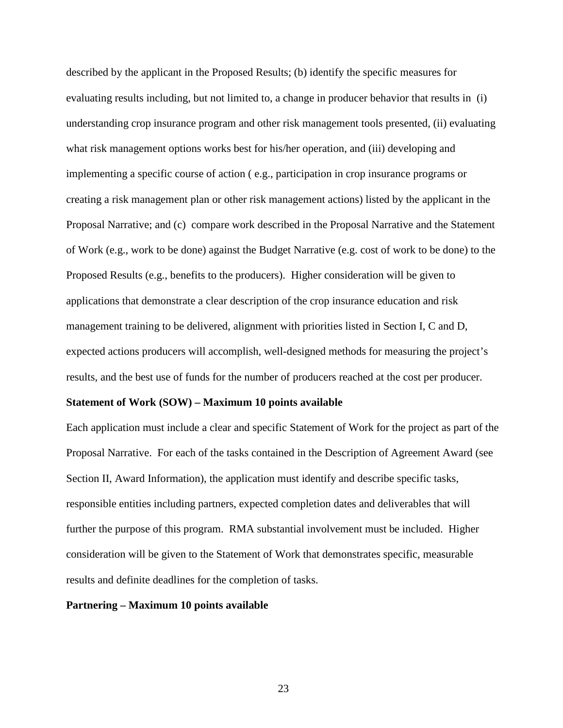described by the applicant in the Proposed Results; (b) identify the specific measures for evaluating results including, but not limited to, a change in producer behavior that results in (i) understanding crop insurance program and other risk management tools presented, (ii) evaluating what risk management options works best for his/her operation, and (iii) developing and implementing a specific course of action ( e.g., participation in crop insurance programs or creating a risk management plan or other risk management actions) listed by the applicant in the Proposal Narrative; and (c) compare work described in the Proposal Narrative and the Statement of Work (e.g., work to be done) against the Budget Narrative (e.g. cost of work to be done) to the Proposed Results (e.g., benefits to the producers). Higher consideration will be given to applications that demonstrate a clear description of the crop insurance education and risk management training to be delivered, alignment with priorities listed in Section I, C and D, expected actions producers will accomplish, well-designed methods for measuring the project's results, and the best use of funds for the number of producers reached at the cost per producer.

**Statement of Work (SOW) – Maximum 10 points available**

Each application must include a clear and specific Statement of Work for the project as part of the Proposal Narrative. For each of the tasks contained in the Description of Agreement Award (see Section II, Award Information), the application must identify and describe specific tasks, responsible entities including partners, expected completion dates and deliverables that will further the purpose of this program. RMA substantial involvement must be included. Higher consideration will be given to the Statement of Work that demonstrates specific, measurable results and definite deadlines for the completion of tasks.

**Partnering – Maximum 10 points available**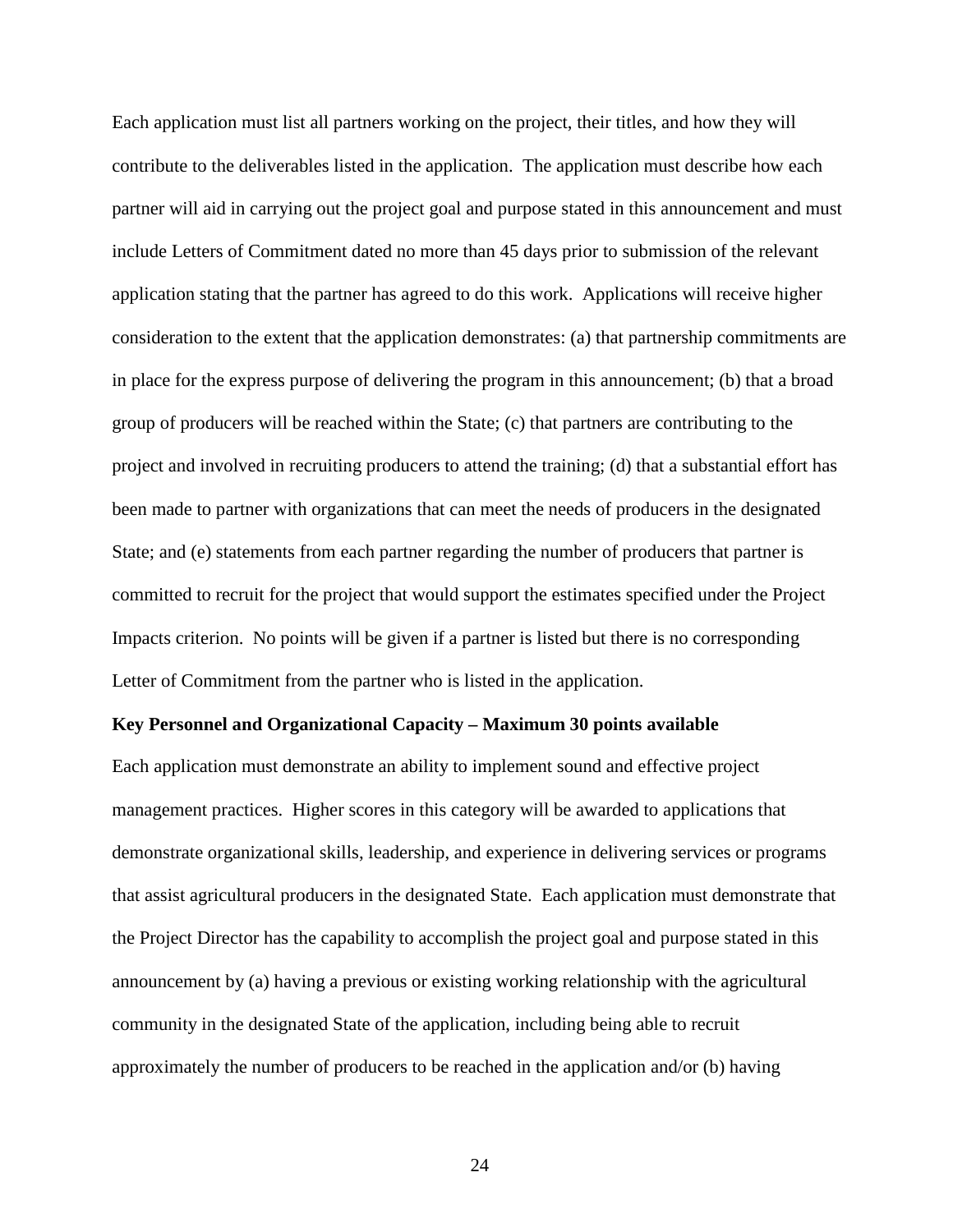Each application must list all partners working on the project, their titles, and how they will contribute to the deliverables listed in the application. The application must describe how each partner will aid in carrying out the project goal and purpose stated in this announcement and must include Letters of Commitment dated no more than 45 days prior to submission of the relevant application stating that the partner has agreed to do this work. Applications will receive higher consideration to the extent that the application demonstrates: (a) that partnership commitments are in place for the express purpose of delivering the program in this announcement; (b) that a broad group of producers will be reached within the State; (c) that partners are contributing to the project and involved in recruiting producers to attend the training; (d) that a substantial effort has been made to partner with organizations that can meet the needs of producers in the designated State; and (e) statements from each partner regarding the number of producers that partner is committed to recruit for the project that would support the estimates specified under the Project Impacts criterion. No points will be given if a partner is listed but there is no corresponding Letter of Commitment from the partner who is listed in the application.

**Key Personnel and Organizational Capacity – Maximum 30 points available**

Each application must demonstrate an ability to implement sound and effective project management practices. Higher scores in this category will be awarded to applications that demonstrate organizational skills, leadership, and experience in delivering services or programs that assist agricultural producers in the designated State. Each application must demonstrate that the Project Director has the capability to accomplish the project goal and purpose stated in this announcement by (a) having a previous or existing working relationship with the agricultural community in the designated State of the application, including being able to recruit approximately the number of producers to be reached in the application and/or (b) having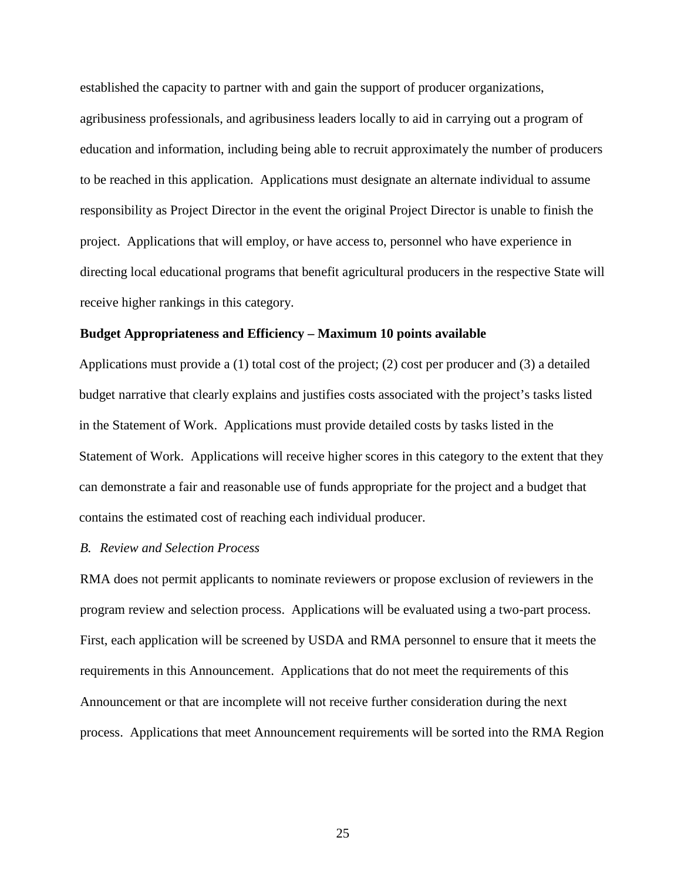established the capacity to partner with and gain the support of producer organizations, agribusiness professionals, and agribusiness leaders locally to aid in carrying out a program of education and information, including being able to recruit approximately the number of producers to be reached in this application. Applications must designate an alternate individual to assume responsibility as Project Director in the event the original Project Director is unable to finish the project. Applications that will employ, or have access to, personnel who have experience in directing local educational programs that benefit agricultural producers in the respective State will receive higher rankings in this category.

**Budget Appropriateness and Efficiency – Maximum 10 points available**

Applications must provide a (1) total cost of the project; (2) cost per producer and (3) a detailed budget narrative that clearly explains and justifies costs associated with the project's tasks listed in the Statement of Work. Applications must provide detailed costs by tasks listed in the Statement of Work. Applications will receive higher scores in this category to the extent that they can demonstrate a fair and reasonable use of funds appropriate for the project and a budget that contains the estimated cost of reaching each individual producer.

*B. Review and Selection Process*

RMA does not permit applicants to nominate reviewers or propose exclusion of reviewers in the program review and selection process. Applications will be evaluated using a two-part process. First, each application will be screened by USDA and RMA personnel to ensure that it meets the requirements in this Announcement. Applications that do not meet the requirements of this Announcement or that are incomplete will not receive further consideration during the next process. Applications that meet Announcement requirements will be sorted into the RMA Region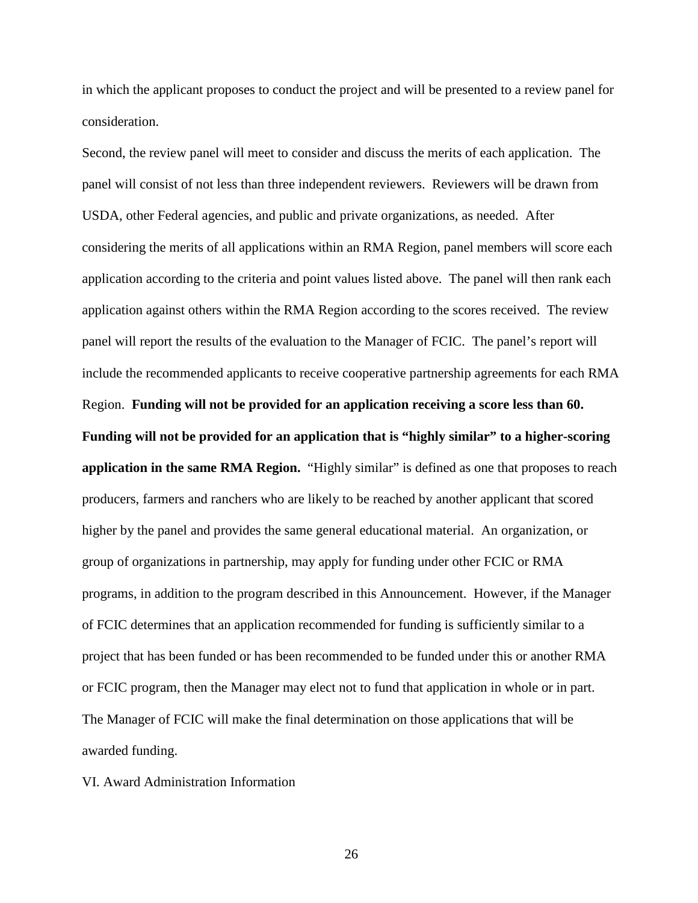in which the applicant proposes to conduct the project and will be presented to a review panel for consideration.

Second, the review panel will meet to consider and discuss the merits of each application. The panel will consist of not less than three independent reviewers. Reviewers will be drawn from USDA, other Federal agencies, and public and private organizations, as needed. After considering the merits of all applications within an RMA Region, panel members will score each application according to the criteria and point values listed above. The panel will then rank each application against others within the RMA Region according to the scores received. The review panel will report the results of the evaluation to the Manager of FCIC. The panel's report will include the recommended applicants to receive cooperative partnership agreements for each RMA Region. **Funding will not be provided for an application receiving a score less than 60. Funding will not be provided for an application that is "highly similar" to a higher-scoring application in the same RMA Region.** "Highly similar" is defined as one that proposes to reach producers, farmers and ranchers who are likely to be reached by another applicant that scored higher by the panel and provides the same general educational material. An organization, or group of organizations in partnership, may apply for funding under other FCIC or RMA programs, in addition to the program described in this Announcement. However, if the Manager of FCIC determines that an application recommended for funding is sufficiently similar to a project that has been funded or has been recommended to be funded under this or another RMA or FCIC program, then the Manager may elect not to fund that application in whole or in part. The Manager of FCIC will make the final determination on those applications that will be awarded funding.

## VI. Award Administration Information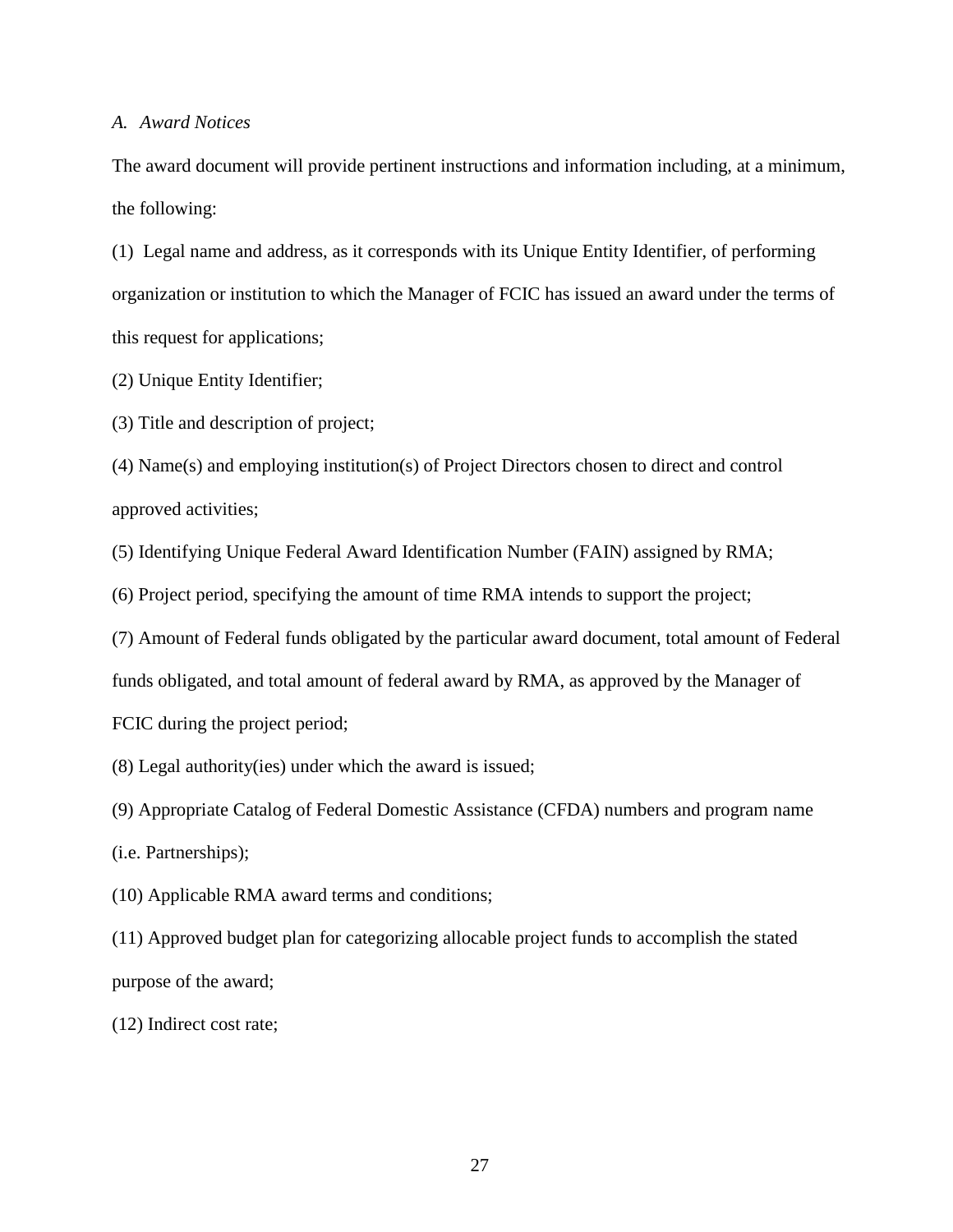*A. Award Notices*

The award document will provide pertinent instructions and information including, at a minimum, the following:

(1) Legal name and address, as it corresponds with its Unique Entity Identifier, of performing organization or institution to which the Manager of FCIC has issued an award under the terms of this request for applications;

(2) Unique Entity Identifier;

(3) Title and description of project;

(4) Name(s) and employing institution(s) of Project Directors chosen to direct and control approved activities;

(5) Identifying Unique Federal Award Identification Number (FAIN) assigned by RMA;

(6) Project period, specifying the amount of time RMA intends to support the project;

(7) Amount of Federal funds obligated by the particular award document, total amount of Federal funds obligated, and total amount of federal award by RMA, as approved by the Manager of FCIC during the project period;

(8) Legal authority(ies) under which the award is issued;

(9) Appropriate Catalog of Federal Domestic Assistance (CFDA) numbers and program name (i.e. Partnerships);

(10) Applicable RMA award terms and conditions;

(11) Approved budget plan for categorizing allocable project funds to accomplish the stated purpose of the award;

(12) Indirect cost rate;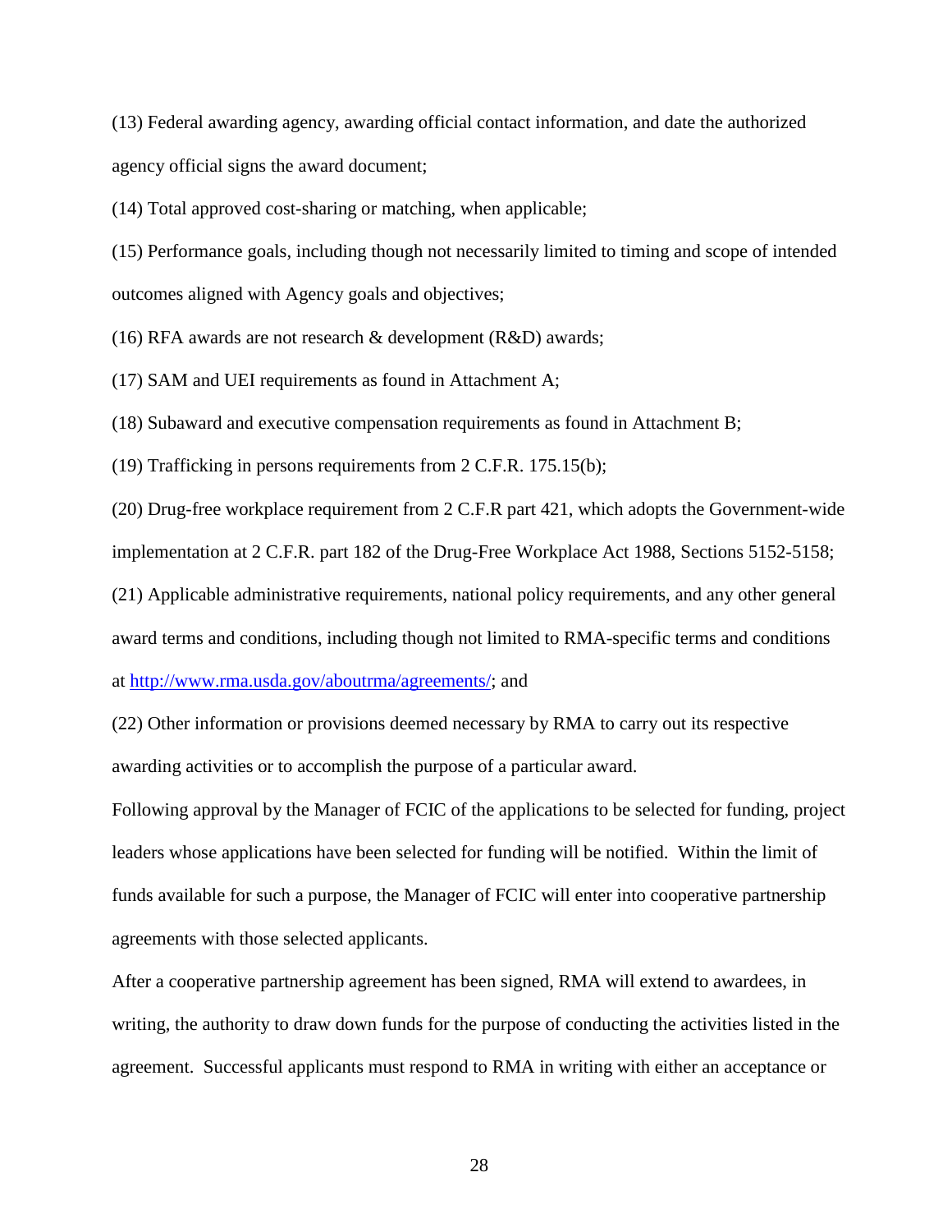(13) Federal awarding agency, awarding official contact information, and date the authorized agency official signs the award document;

(14) Total approved cost-sharing or matching, when applicable;

(15) Performance goals, including though not necessarily limited to timing and scope of intended outcomes aligned with Agency goals and objectives;

(16) RFA awards are not research & development (R&D) awards;

(17) SAM and UEI requirements as found in Attachment A;

(18) Subaward and executive compensation requirements as found in Attachment B;

(19) Trafficking in persons requirements from 2 C.F.R. 175.15(b);

(20) Drug-free workplace requirement from 2 C.F.R part 421, which adopts the Government-wide implementation at 2 C.F.R. part 182 of the Drug-Free Workplace Act 1988, Sections 5152-5158;

(21) Applicable administrative requirements, national policy requirements, and any other general award terms and conditions, including though not limited to RMA-specific terms and conditions at [http://www.rma.usda.gov/aboutrma/agreements/](http://www.rma.usda.gov/aboutrma/agreements/); and

(22) Other information or provisions deemed necessary by RMA to carry out its respective awarding activities or to accomplish the purpose of a particular award.

Following approval by the Manager of FCIC of the applications to be selected for funding, project leaders whose applications have been selected for funding will be notified. Within the limit of funds available for such a purpose, the Manager of FCIC will enter into cooperative partnership agreements with those selected applicants.

After a cooperative partnership agreement has been signed, RMA will extend to awardees, in writing, the authority to draw down funds for the purpose of conducting the activities listed in the agreement. Successful applicants must respond to RMA in writing with either an acceptance or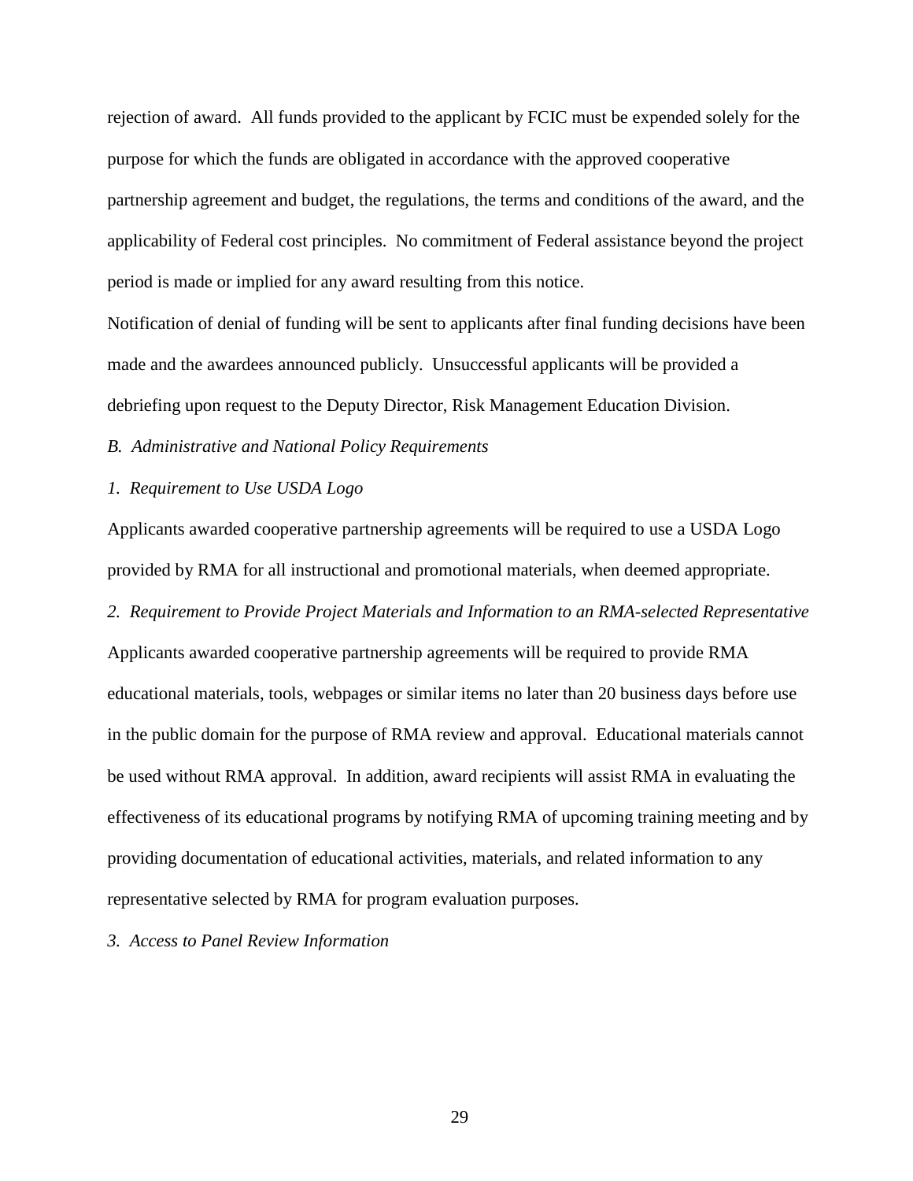rejection of award. All funds provided to the applicant by FCIC must be expended solely for the purpose for which the funds are obligated in accordance with the approved cooperative partnership agreement and budget, the regulations, the terms and conditions of the award, and the applicability of Federal cost principles. No commitment of Federal assistance beyond the project period is made or implied for any award resulting from this notice.

Notification of denial of funding will be sent to applicants after final funding decisions have been made and the awardees announced publicly. Unsuccessful applicants will be provided a debriefing upon request to the Deputy Director, Risk Management Education Division.

*B. Administrative and National Policy Requirements*

*1. Requirement to Use USDA Logo*

Applicants awarded cooperative partnership agreements will be required to use a USDA Logo provided by RMA for all instructional and promotional materials, when deemed appropriate.

*2. Requirement to Provide Project Materials and Information to an RMA-selected Representative*

Applicants awarded cooperative partnership agreements will be required to provide RMA educational materials, tools, webpages or similar items no later than 20 business days before use in the public domain for the purpose of RMA review and approval. Educational materials cannot be used without RMA approval. In addition, award recipients will assist RMA in evaluating the effectiveness of its educational programs by notifying RMA of upcoming training meeting and by providing documentation of educational activities, materials, and related information to any representative selected by RMA for program evaluation purposes.

*3. Access to Panel Review Information*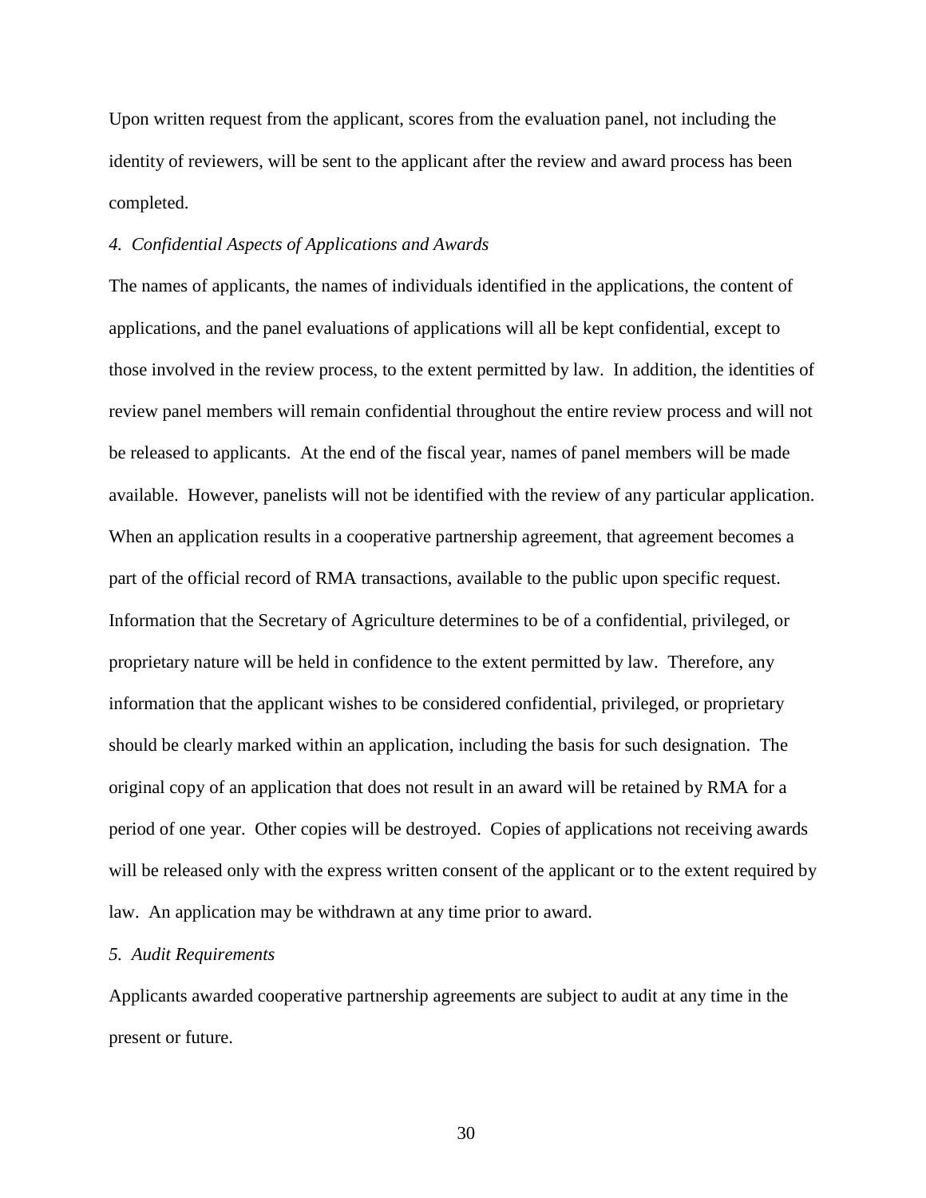Upon written request from the applicant, scores from the evaluation panel, not including the identity of reviewers, will be sent to the applicant after the review and award process has been completed.

*4. Confidential Aspects of Applications and Awards*

The names of applicants, the names of individuals identified in the applications, the content of applications, and the panel evaluations of applications will all be kept confidential, except to those involved in the review process, to the extent permitted by law. In addition, the identities of review panel members will remain confidential throughout the entire review process and will not be released to applicants. At the end of the fiscal year, names of panel members will be made available. However, panelists will not be identified with the review of any particular application. When an application results in a cooperative partnership agreement, that agreement becomes a part of the official record of RMA transactions, available to the public upon specific request. Information that the Secretary of Agriculture determines to be of a confidential, privileged, or proprietary nature will be held in confidence to the extent permitted by law. Therefore, any information that the applicant wishes to be considered confidential, privileged, or proprietary should be clearly marked within an application, including the basis for such designation. The original copy of an application that does not result in an award will be retained by RMA for a period of one year. Other copies will be destroyed. Copies of applications not receiving awards will be released only with the express written consent of the applicant or to the extent required by law. An application may be withdrawn at any time prior to award.

*5. Audit Requirements*

Applicants awarded cooperative partnership agreements are subject to audit at any time in the present or future.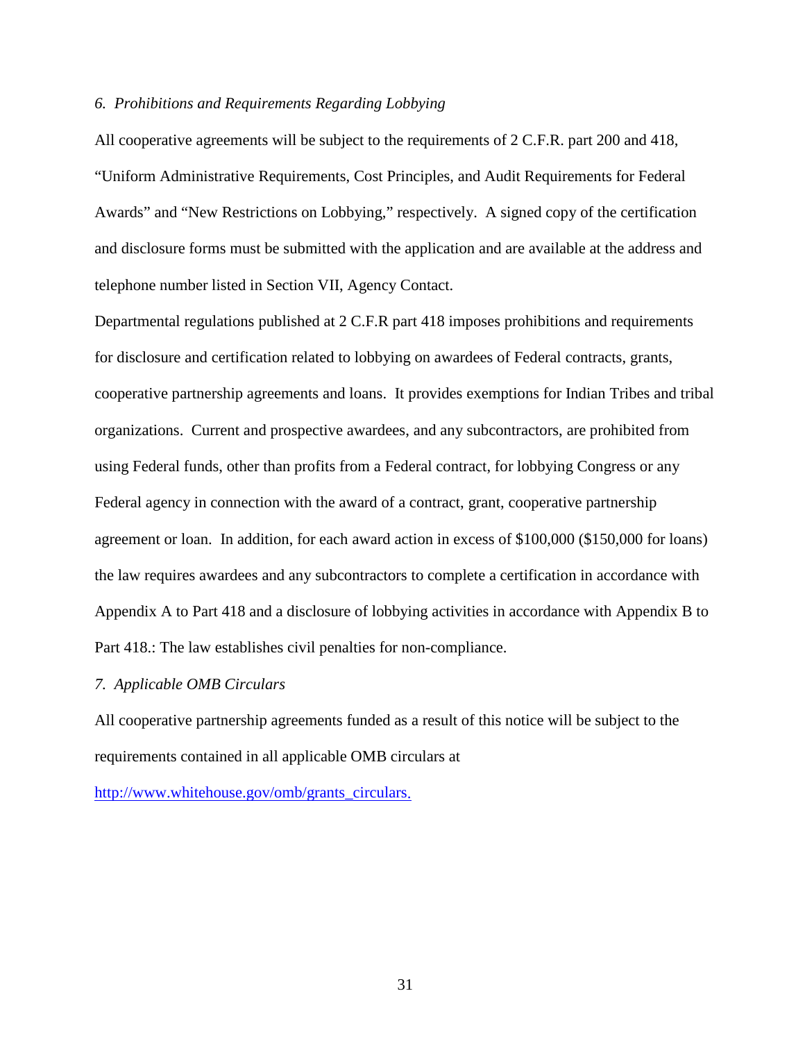*6. Prohibitions and Requirements Regarding Lobbying*

All cooperative agreements will be subject to the requirements of 2 C.F.R. part 200 and 418, "Uniform Administrative Requirements, Cost Principles, and Audit Requirements for Federal Awards" and "New Restrictions on Lobbying," respectively. A signed copy of the certification and disclosure forms must be submitted with the application and are available at the address and telephone number listed in Section VII, Agency Contact.

Departmental regulations published at 2 C.F.R part 418 imposes prohibitions and requirements for disclosure and certification related to lobbying on awardees of Federal contracts, grants, cooperative partnership agreements and loans. It provides exemptions for Indian Tribes and tribal organizations. Current and prospective awardees, and any subcontractors, are prohibited from using Federal funds, other than profits from a Federal contract, for lobbying Congress or any Federal agency in connection with the award of a contract, grant, cooperative partnership agreement or loan. In addition, for each award action in excess of $100,000 ($150,000 for loans) the law requires awardees and any subcontractors to complete a certification in accordance with Appendix A to Part 418 and a disclosure of lobbying activities in accordance with Appendix B to Part 418.: The law establishes civil penalties for non-compliance.

*7. Applicable OMB Circulars*

All cooperative partnership agreements funded as a result of this notice will be subject to the requirements contained in all applicable OMB circulars at

http://www.whitehouse.gov/omb/grants_circulars.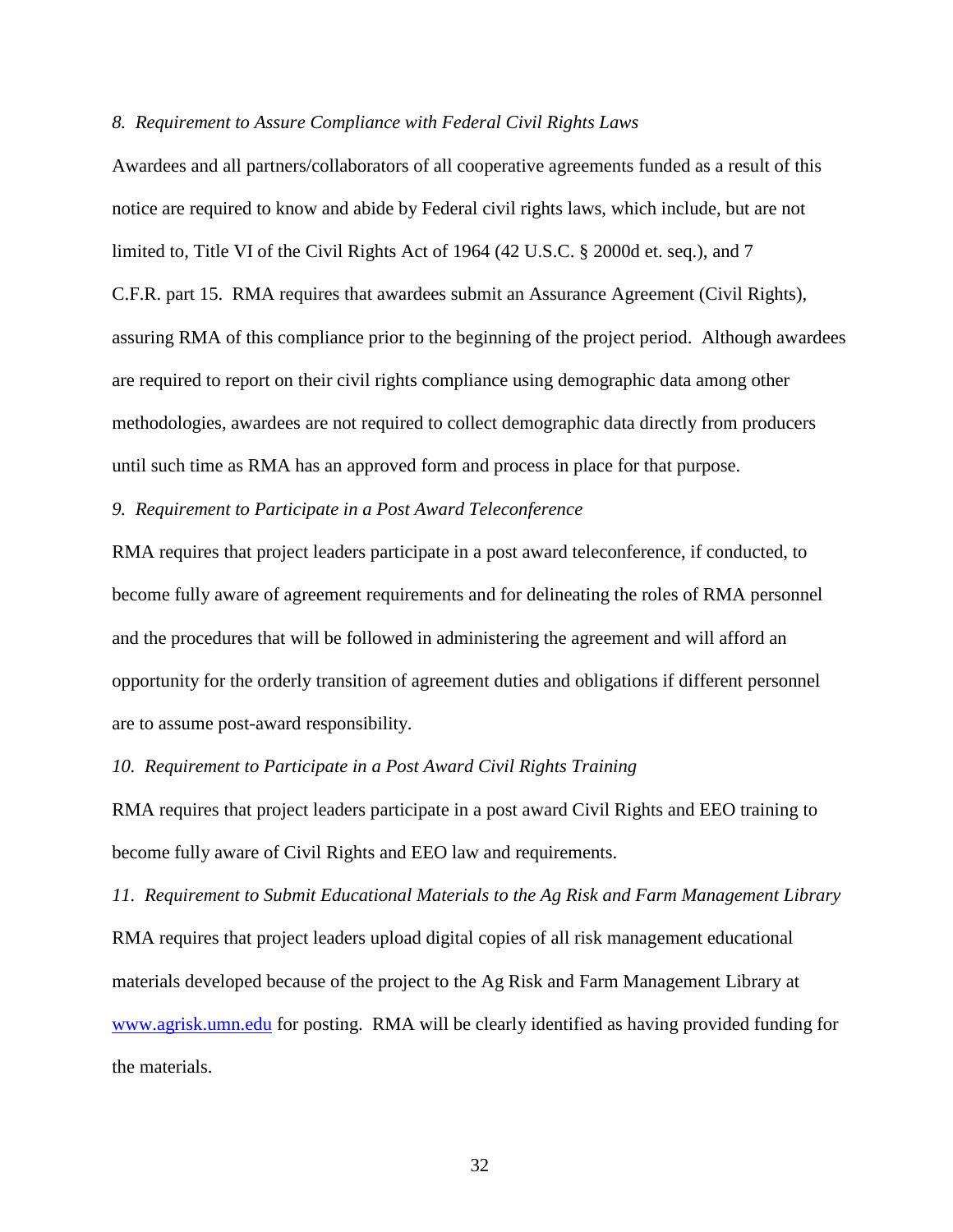*8. Requirement to Assure Compliance with Federal Civil Rights Laws*

Awardees and all partners/collaborators of all cooperative agreements funded as a result of this notice are required to know and abide by Federal civil rights laws, which include, but are not limited to, Title VI of the Civil Rights Act of 1964 (42 U.S.C. § 2000d et. seq.), and 7 C.F.R. part 15. RMA requires that awardees submit an Assurance Agreement (Civil Rights), assuring RMA of this compliance prior to the beginning of the project period. Although awardees are required to report on their civil rights compliance using demographic data among other methodologies, awardees are not required to collect demographic data directly from producers until such time as RMA has an approved form and process in place for that purpose.

*9. Requirement to Participate in a Post Award Teleconference*

RMA requires that project leaders participate in a post award teleconference, if conducted, to become fully aware of agreement requirements and for delineating the roles of RMA personnel and the procedures that will be followed in administering the agreement and will afford an opportunity for the orderly transition of agreement duties and obligations if different personnel are to assume post-award responsibility.

*10. Requirement to Participate in a Post Award Civil Rights Training*

RMA requires that project leaders participate in a post award Civil Rights and EEO training to become fully aware of Civil Rights and EEO law and requirements.

*11. Requirement to Submit Educational Materials to the Ag Risk and Farm Management Library*

RMA requires that project leaders upload digital copies of all risk management educational materials developed because of the project to the Ag Risk and Farm Management Library at [www.agrisk.umn.edu](http://www.agrisk.umn.edu) for posting. RMA will be clearly identified as having provided funding for the materials.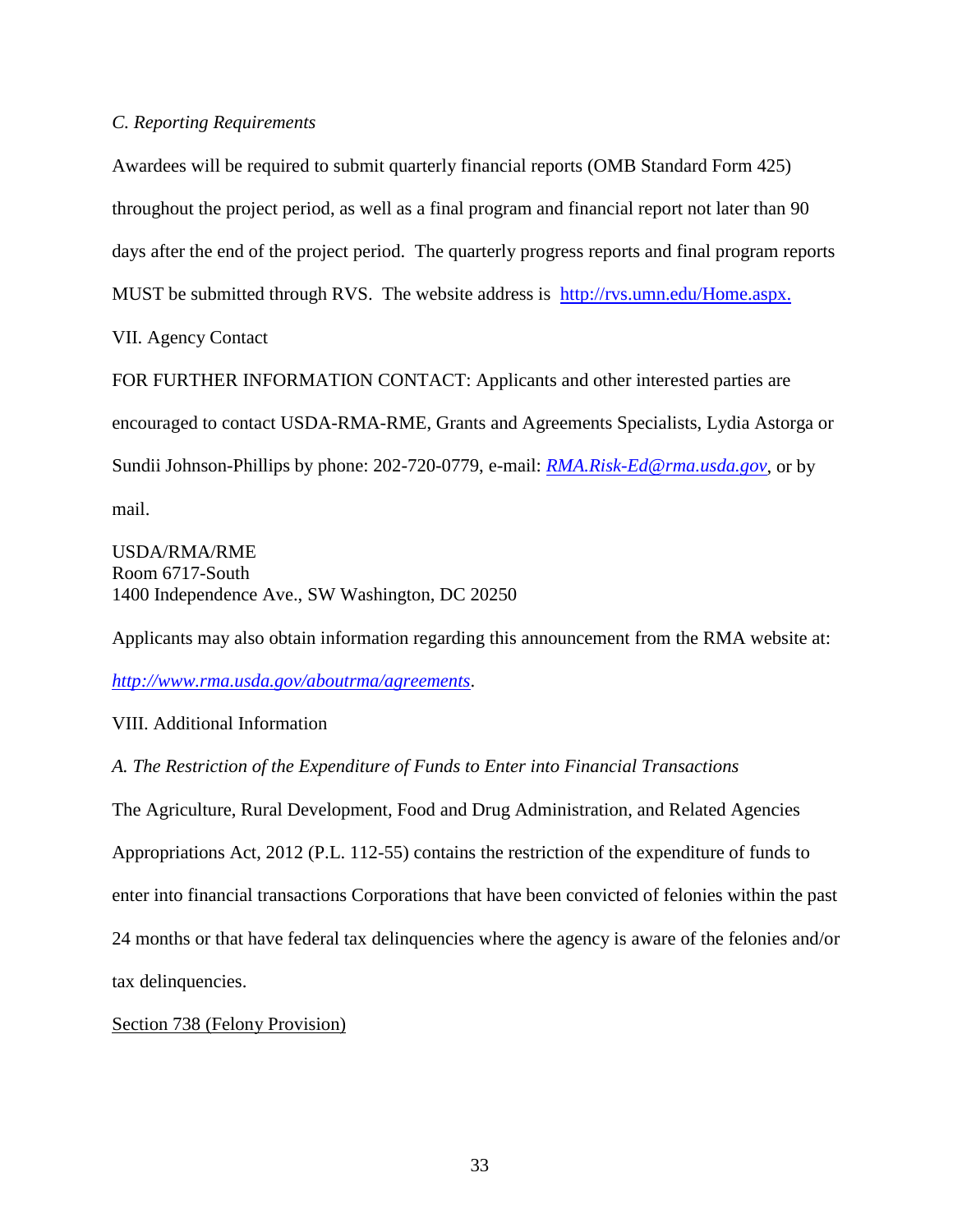*C. Reporting Requirements*

Awardees will be required to submit quarterly financial reports (OMB Standard Form 425) throughout the project period, as well as a final program and financial report not later than 90 days after the end of the project period. The quarterly progress reports and final program reports MUST be submitted through RVS. The website address is [http://rvs.umn.edu/Home.aspx.](http://rvs.umn.edu/Home.aspx)

VII. Agency Contact

FOR FURTHER INFORMATION CONTACT: Applicants and other interested parties are encouraged to contact USDA-RMA-RME, Grants and Agreements Specialists, Lydia Astorga or Sundii Johnson-Phillips by phone: 202-720-0779, e-mail: *[RMA.Risk-Ed@rma.usda.gov](mailto:RMA.Risk-Ed@rma.usda.gov)*, or by mail.

USDA/RMA/RME
Room 6717-South
1400 Independence Ave., SW Washington, DC 20250

Applicants may also obtain information regarding this announcement from the RMA website at: *[http://www.rma.usda.gov/aboutrma/agreements](http://www.rma.usda.gov/aboutrma/agreements)*.

VIII. Additional Information

*A. The Restriction of the Expenditure of Funds to Enter into Financial Transactions*

The Agriculture, Rural Development, Food and Drug Administration, and Related Agencies Appropriations Act, 2012 (P.L. 112-55) contains the restriction of the expenditure of funds to enter into financial transactions Corporations that have been convicted of felonies within the past 24 months or that have federal tax delinquencies where the agency is aware of the felonies and/or tax delinquencies.

<u>Section 738 (Felony Provision)</u>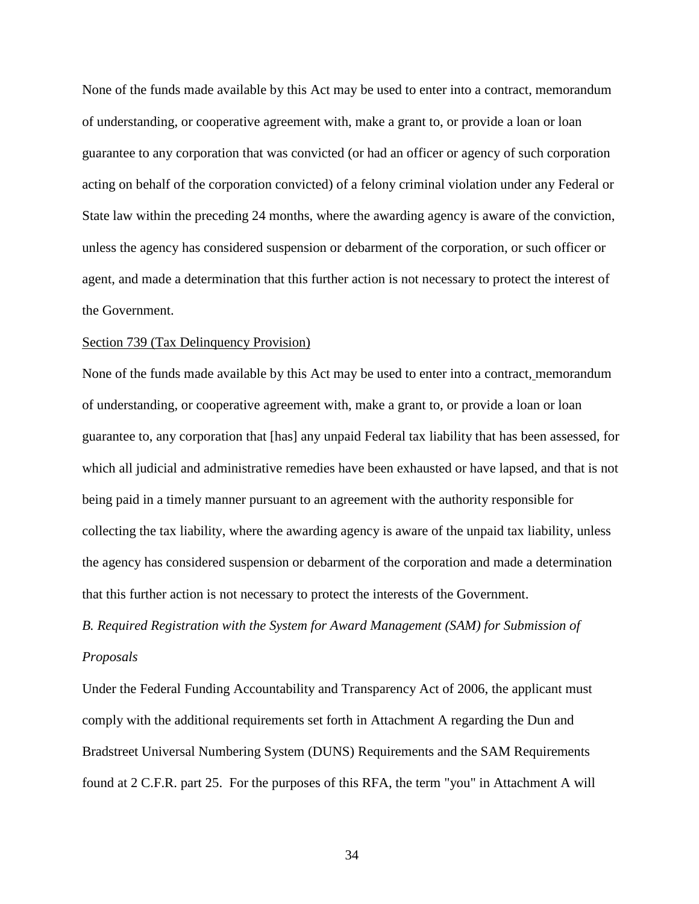None of the funds made available by this Act may be used to enter into a contract, memorandum of understanding, or cooperative agreement with, make a grant to, or provide a loan or loan guarantee to any corporation that was convicted (or had an officer or agency of such corporation acting on behalf of the corporation convicted) of a felony criminal violation under any Federal or State law within the preceding 24 months, where the awarding agency is aware of the conviction, unless the agency has considered suspension or debarment of the corporation, or such officer or agent, and made a determination that this further action is not necessary to protect the interest of the Government.

<u>Section 739 (Tax Delinquency Provision)</u>

None of the funds made available by this Act may be used to enter into a contract, memorandum of understanding, or cooperative agreement with, make a grant to, or provide a loan or loan guarantee to, any corporation that [has] any unpaid Federal tax liability that has been assessed, for which all judicial and administrative remedies have been exhausted or have lapsed, and that is not being paid in a timely manner pursuant to an agreement with the authority responsible for collecting the tax liability, where the awarding agency is aware of the unpaid tax liability, unless the agency has considered suspension or debarment of the corporation and made a determination that this further action is not necessary to protect the interests of the Government.

*B. Required Registration with the System for Award Management (SAM) for Submission of Proposals*

Under the Federal Funding Accountability and Transparency Act of 2006, the applicant must comply with the additional requirements set forth in Attachment A regarding the Dun and Bradstreet Universal Numbering System (DUNS) Requirements and the SAM Requirements found at 2 C.F.R. part 25. For the purposes of this RFA, the term "you" in Attachment A will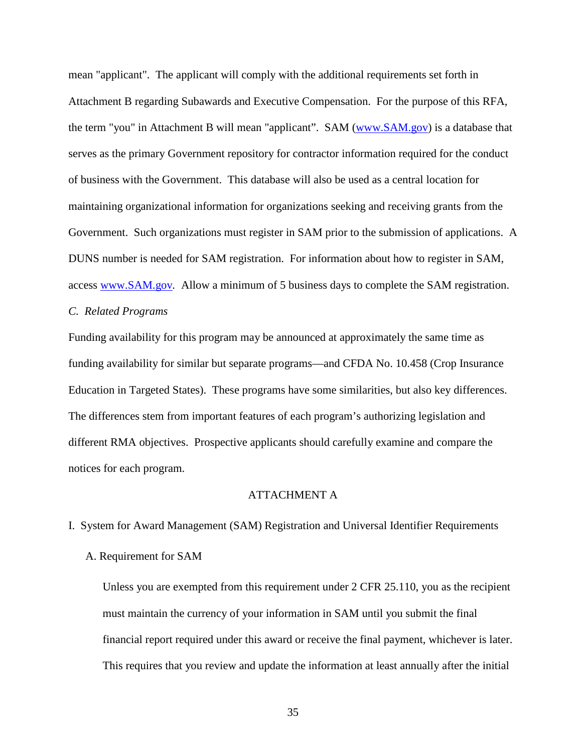mean "applicant". The applicant will comply with the additional requirements set forth in Attachment B regarding Subawards and Executive Compensation. For the purpose of this RFA, the term "you" in Attachment B will mean "applicant". SAM ([www.SAM.gov](http://www.SAM.gov)) is a database that serves as the primary Government repository for contractor information required for the conduct of business with the Government. This database will also be used as a central location for maintaining organizational information for organizations seeking and receiving grants from the Government. Such organizations must register in SAM prior to the submission of applications. A DUNS number is needed for SAM registration. For information about how to register in SAM, access [www.SAM.gov](http://www.SAM.gov). Allow a minimum of 5 business days to complete the SAM registration.

*C. Related Programs*

Funding availability for this program may be announced at approximately the same time as funding availability for similar but separate programs—and CFDA No. 10.458 (Crop Insurance Education in Targeted States). These programs have some similarities, but also key differences. The differences stem from important features of each program's authorizing legislation and different RMA objectives. Prospective applicants should carefully examine and compare the notices for each program.

## ATTACHMENT A

I. System for Award Management (SAM) Registration and Universal Identifier Requirements

A. Requirement for SAM

Unless you are exempted from this requirement under 2 CFR 25.110, you as the recipient must maintain the currency of your information in SAM until you submit the final financial report required under this award or receive the final payment, whichever is later. This requires that you review and update the information at least annually after the initial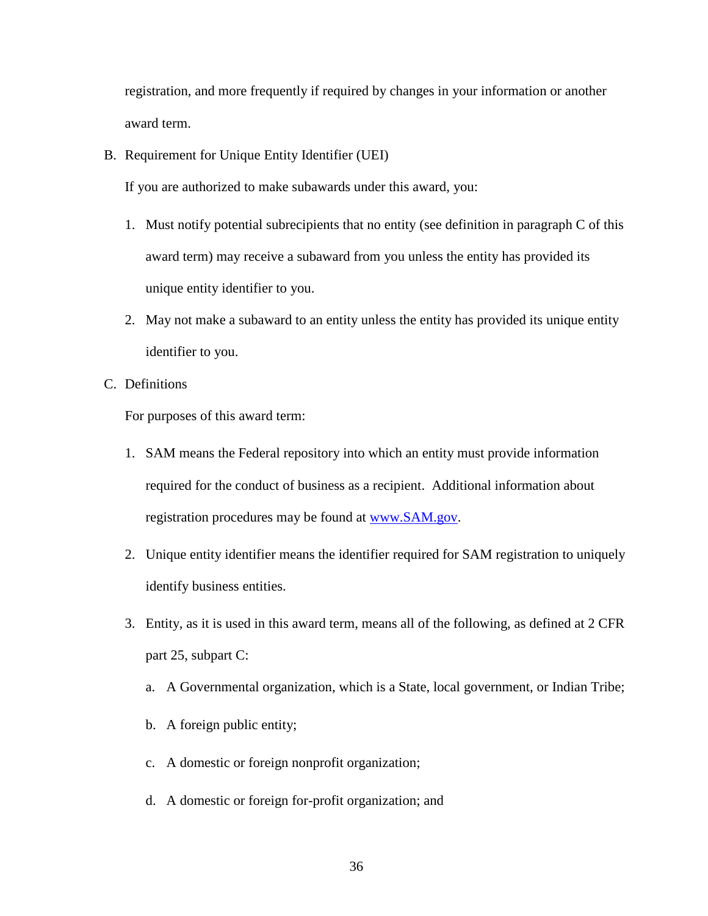registration, and more frequently if required by changes in your information or another award term.

B. Requirement for Unique Entity Identifier (UEI)

   If you are authorized to make subawards under this award, you:

   1. Must notify potential subrecipients that no entity (see definition in paragraph C of this award term) may receive a subaward from you unless the entity has provided its unique entity identifier to you.

   2. May not make a subaward to an entity unless the entity has provided its unique entity identifier to you.

C. Definitions

   For purposes of this award term:

   1. SAM means the Federal repository into which an entity must provide information required for the conduct of business as a recipient. Additional information about registration procedures may be found at [www.SAM.gov](http://www.SAM.gov).

   2. Unique entity identifier means the identifier required for SAM registration to uniquely identify business entities.

   3. Entity, as it is used in this award term, means all of the following, as defined at 2 CFR part 25, subpart C:

      a. A Governmental organization, which is a State, local government, or Indian Tribe;

      b. A foreign public entity;

      c. A domestic or foreign nonprofit organization;

      d. A domestic or foreign for-profit organization; and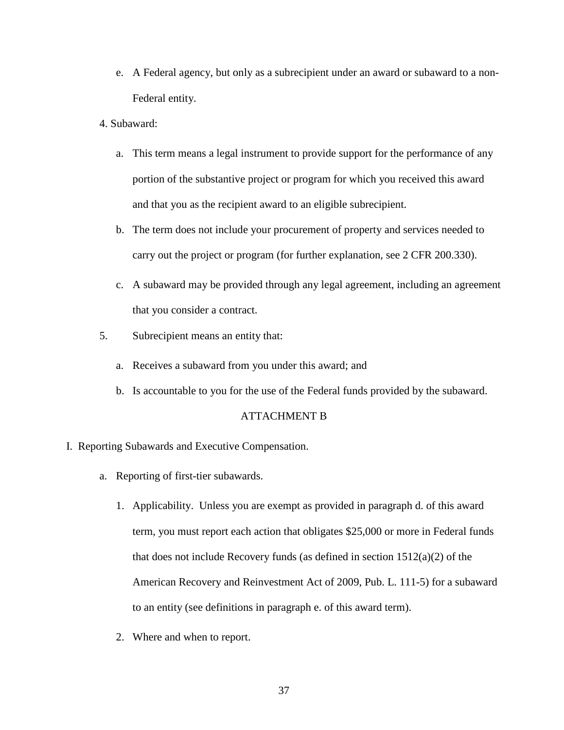e. A Federal agency, but only as a subrecipient under an award or subaward to a non-Federal entity.

4. Subaward:

   a. This term means a legal instrument to provide support for the performance of any portion of the substantive project or program for which you received this award and that you as the recipient award to an eligible subrecipient.

   b. The term does not include your procurement of property and services needed to carry out the project or program (for further explanation, see 2 CFR 200.330).

   c. A subaward may be provided through any legal agreement, including an agreement that you consider a contract.

5. Subrecipient means an entity that:

   a. Receives a subaward from you under this award; and

   b. Is accountable to you for the use of the Federal funds provided by the subaward.

## ATTACHMENT B

I. Reporting Subawards and Executive Compensation.

   a. Reporting of first-tier subawards.

      1. Applicability. Unless you are exempt as provided in paragraph d. of this award term, you must report each action that obligates $25,000 or more in Federal funds that does not include Recovery funds (as defined in section 1512(a)(2) of the American Recovery and Reinvestment Act of 2009, Pub. L. 111-5) for a subaward to an entity (see definitions in paragraph e. of this award term).

      2. Where and when to report.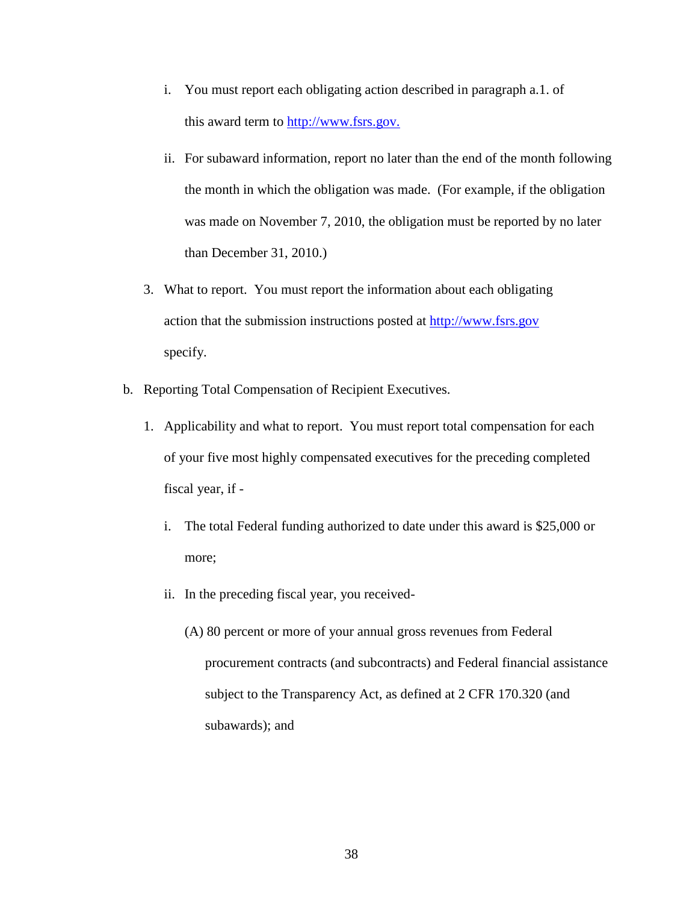i. You must report each obligating action described in paragraph a.1. of this award term to http://www.fsrs.gov.

   ii. For subaward information, report no later than the end of the month following the month in which the obligation was made. (For example, if the obligation was made on November 7, 2010, the obligation must be reported by no later than December 31, 2010.)

3. What to report. You must report the information about each obligating action that the submission instructions posted at http://www.fsrs.gov specify.

b. Reporting Total Compensation of Recipient Executives.

1. Applicability and what to report. You must report total compensation for each of your five most highly compensated executives for the preceding completed fiscal year, if -

   i. The total Federal funding authorized to date under this award is $25,000 or more;

   ii. In the preceding fiscal year, you received-

      (A) 80 percent or more of your annual gross revenues from Federal procurement contracts (and subcontracts) and Federal financial assistance subject to the Transparency Act, as defined at 2 CFR 170.320 (and subawards); and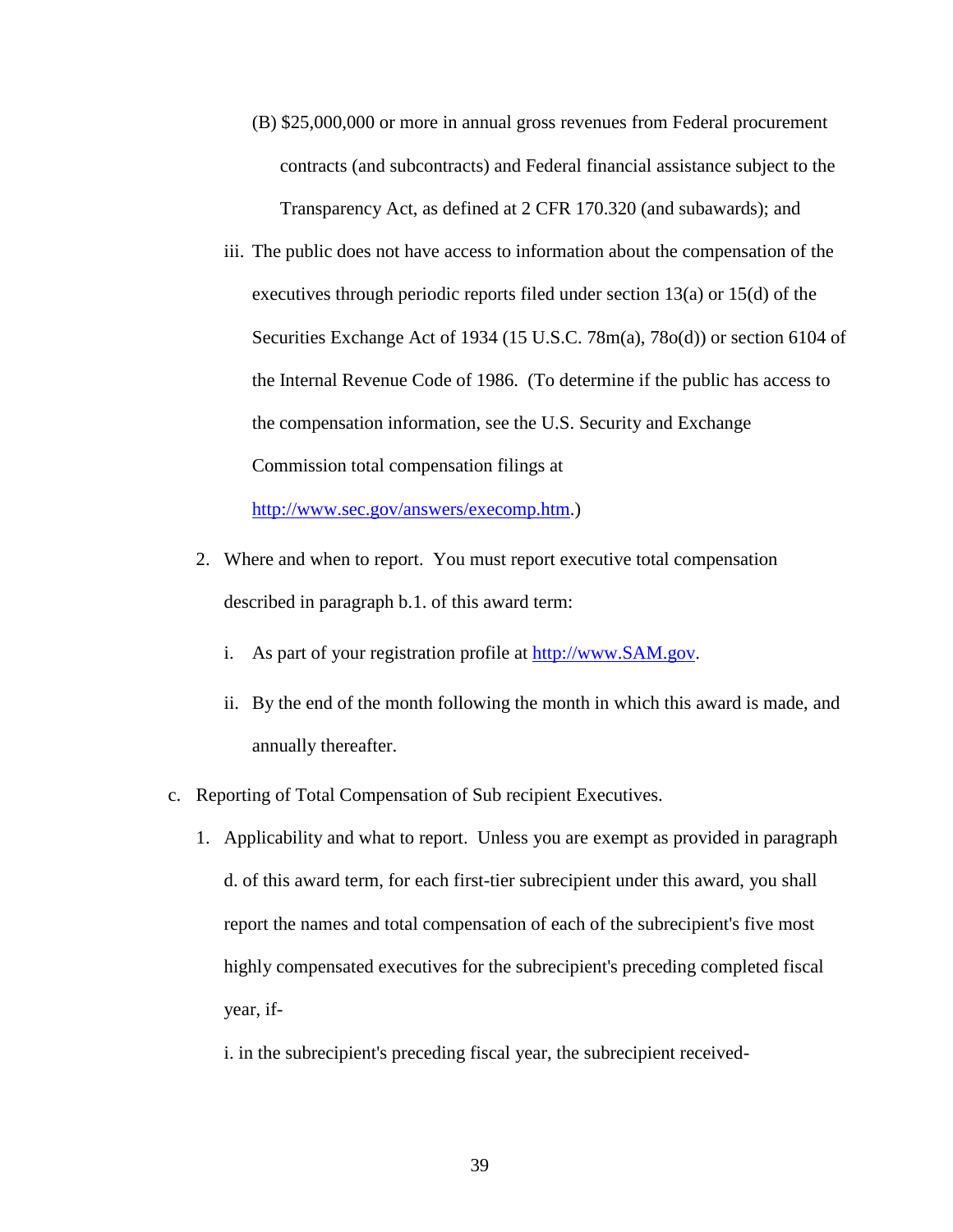(B) $25,000,000 or more in annual gross revenues from Federal procurement contracts (and subcontracts) and Federal financial assistance subject to the Transparency Act, as defined at 2 CFR 170.320 (and subawards); and

iii. The public does not have access to information about the compensation of the executives through periodic reports filed under section 13(a) or 15(d) of the Securities Exchange Act of 1934 (15 U.S.C. 78m(a), 78o(d)) or section 6104 of the Internal Revenue Code of 1986. (To determine if the public has access to the compensation information, see the U.S. Security and Exchange Commission total compensation filings at [http://www.sec.gov/answers/execomp.htm](http://www.sec.gov/answers/execomp.htm).)

2. Where and when to report. You must report executive total compensation described in paragraph b.1. of this award term:

   i. As part of your registration profile at [http://www.SAM.gov](http://www.SAM.gov).

   ii. By the end of the month following the month in which this award is made, and annually thereafter.

c. Reporting of Total Compensation of Sub recipient Executives.

   1. Applicability and what to report. Unless you are exempt as provided in paragraph d. of this award term, for each first-tier subrecipient under this award, you shall report the names and total compensation of each of the subrecipient's five most highly compensated executives for the subrecipient's preceding completed fiscal year, if-

      i. in the subrecipient's preceding fiscal year, the subrecipient received-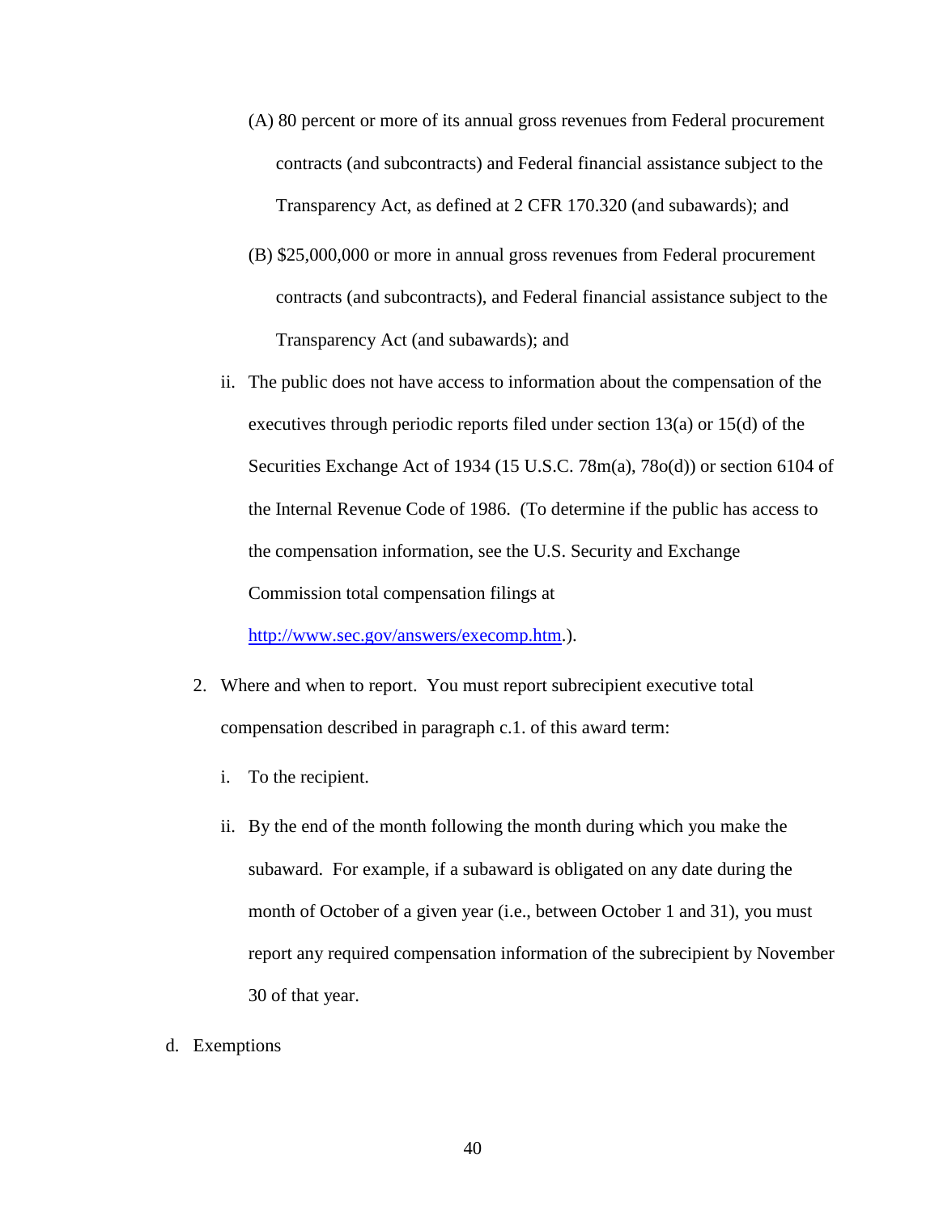(A) 80 percent or more of its annual gross revenues from Federal procurement contracts (and subcontracts) and Federal financial assistance subject to the Transparency Act, as defined at 2 CFR 170.320 (and subawards); and

(B) $25,000,000 or more in annual gross revenues from Federal procurement contracts (and subcontracts), and Federal financial assistance subject to the Transparency Act (and subawards); and

ii. The public does not have access to information about the compensation of the executives through periodic reports filed under section 13(a) or 15(d) of the Securities Exchange Act of 1934 (15 U.S.C. 78m(a), 78o(d)) or section 6104 of the Internal Revenue Code of 1986. (To determine if the public has access to the compensation information, see the U.S. Security and Exchange Commission total compensation filings at http://www.sec.gov/answers/execomp.htm.).

2. Where and when to report. You must report subrecipient executive total compensation described in paragraph c.1. of this award term:

   i. To the recipient.

   ii. By the end of the month following the month during which you make the subaward. For example, if a subaward is obligated on any date during the month of October of a given year (i.e., between October 1 and 31), you must report any required compensation information of the subrecipient by November 30 of that year.

d. Exemptions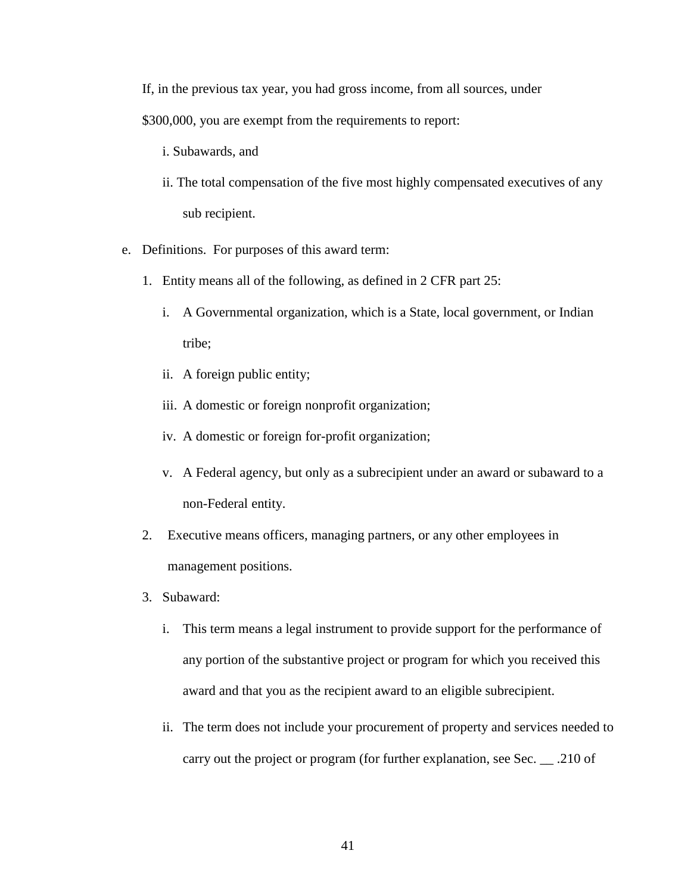If, in the previous tax year, you had gross income, from all sources, under $300,000, you are exempt from the requirements to report:

i. Subawards, and

ii. The total compensation of the five most highly compensated executives of any sub recipient.

e. Definitions. For purposes of this award term:

1. Entity means all of the following, as defined in 2 CFR part 25:

   i. A Governmental organization, which is a State, local government, or Indian tribe;

   ii. A foreign public entity;

   iii. A domestic or foreign nonprofit organization;

   iv. A domestic or foreign for-profit organization;

   v. A Federal agency, but only as a subrecipient under an award or subaward to a non-Federal entity.

2. Executive means officers, managing partners, or any other employees in management positions.

3. Subaward:

   i. This term means a legal instrument to provide support for the performance of any portion of the substantive project or program for which you received this award and that you as the recipient award to an eligible subrecipient.

   ii. The term does not include your procurement of property and services needed to carry out the project or program (for further explanation, see Sec. __ .210 of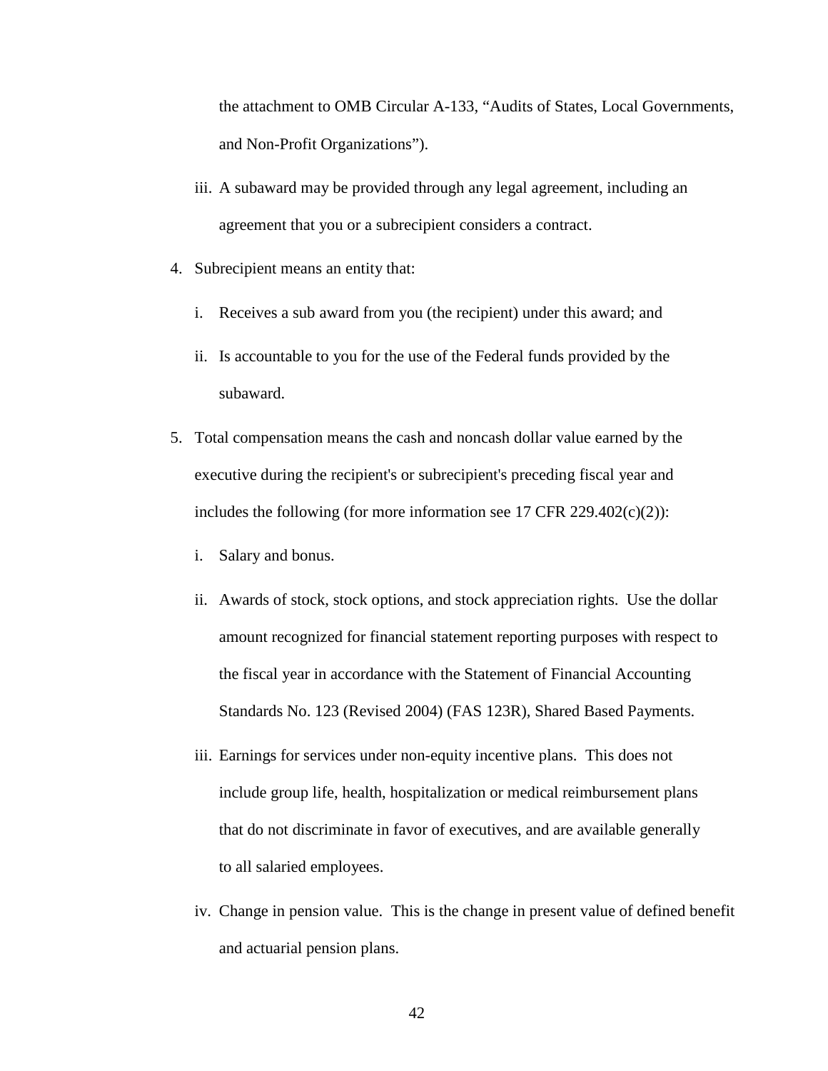the attachment to OMB Circular A-133, "Audits of States, Local Governments, and Non-Profit Organizations").

iii. A subaward may be provided through any legal agreement, including an agreement that you or a subrecipient considers a contract.

4. Subrecipient means an entity that:

   i. Receives a sub award from you (the recipient) under this award; and

   ii. Is accountable to you for the use of the Federal funds provided by the subaward.

5. Total compensation means the cash and noncash dollar value earned by the executive during the recipient's or subrecipient's preceding fiscal year and includes the following (for more information see 17 CFR 229.402(c)(2)):

   i. Salary and bonus.

   ii. Awards of stock, stock options, and stock appreciation rights. Use the dollar amount recognized for financial statement reporting purposes with respect to the fiscal year in accordance with the Statement of Financial Accounting Standards No. 123 (Revised 2004) (FAS 123R), Shared Based Payments.

   iii. Earnings for services under non-equity incentive plans. This does not include group life, health, hospitalization or medical reimbursement plans that do not discriminate in favor of executives, and are available generally to all salaried employees.

   iv. Change in pension value. This is the change in present value of defined benefit and actuarial pension plans.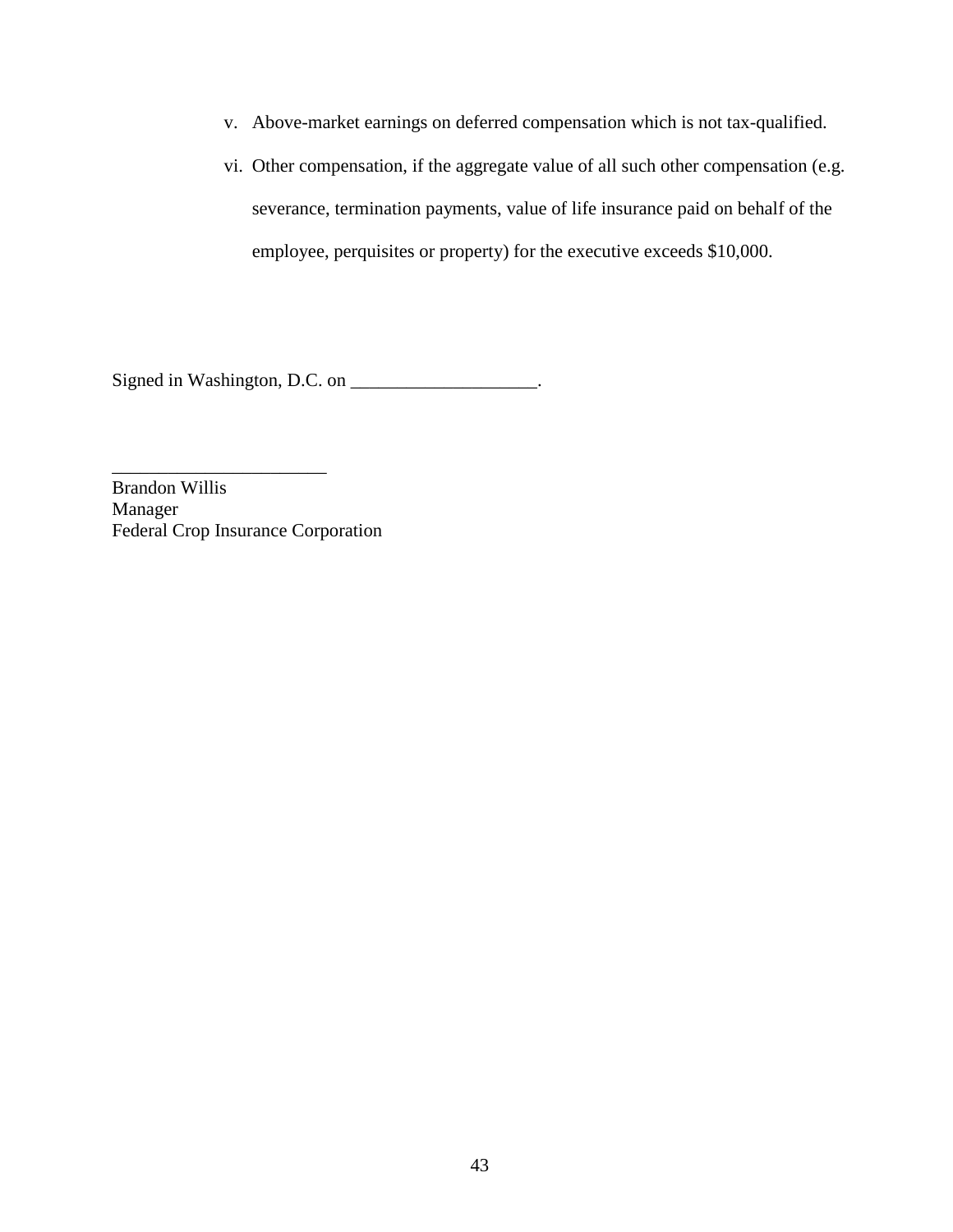v. Above-market earnings on deferred compensation which is not tax-qualified.

vi. Other compensation, if the aggregate value of all such other compensation (e.g. severance, termination payments, value of life insurance paid on behalf of the employee, perquisites or property) for the executive exceeds $10,000.

Signed in Washington, D.C. on ____________________.

_______________________
Brandon Willis
Manager
Federal Crop Insurance Corporation